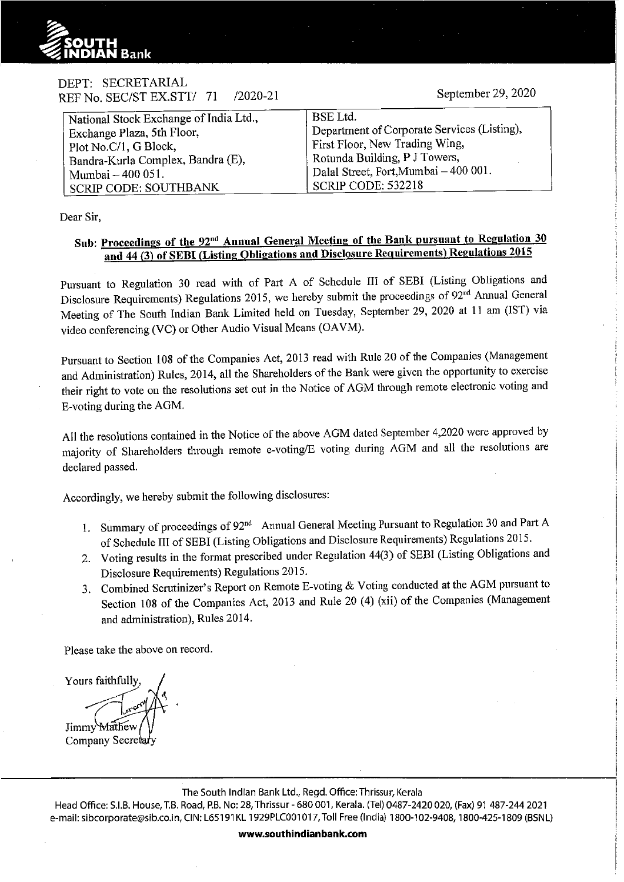DEPT: SECRETARIAL
REF No. SEC/ST EX.STT/ 71 /2020-21

September 29, 2020

| | |
|---|---|
| National Stock Exchange of India Ltd., | BSE Ltd. |
| Exchange Plaza, 5th Floor, | Department of Corporate Services (Listing), |
| Plot No.C/1, G Block, | First Floor, New Trading Wing, |
| Bandra-Kurla Complex, Bandra (E), | Rotunda Building, P J Towers, |
| Mumbai – 400 051. | Dalal Street, Fort,Mumbai – 400 001. |
| SCRIP CODE: SOUTHBANK | SCRIP CODE: 532218 |

Dear Sir,

**Sub: Proceedings of the 92nd Annual General Meeting of the Bank pursuant to Regulation 30 and 44 (3) of SEBI (Listing Obligations and Disclosure Requirements) Regulations 2015**

Pursuant to Regulation 30 read with of Part A of Schedule III of SEBI (Listing Obligations and Disclosure Requirements) Regulations 2015, we hereby submit the proceedings of 92nd Annual General Meeting of The South Indian Bank Limited held on Tuesday, September 29, 2020 at 11 am (IST) via video conferencing (VC) or Other Audio Visual Means (OAVM).

Pursuant to Section 108 of the Companies Act, 2013 read with Rule 20 of the Companies (Management and Administration) Rules, 2014, all the Shareholders of the Bank were given the opportunity to exercise their right to vote on the resolutions set out in the Notice of AGM through remote electronic voting and E-voting during the AGM.

All the resolutions contained in the Notice of the above AGM dated September 4,2020 were approved by majority of Shareholders through remote e-voting/E voting during AGM and all the resolutions are declared passed.

Accordingly, we hereby submit the following disclosures:

1. Summary of proceedings of 92nd Annual General Meeting Pursuant to Regulation 30 and Part A of Schedule III of SEBI (Listing Obligations and Disclosure Requirements) Regulations 2015.
2. Voting results in the format prescribed under Regulation 44(3) of SEBI (Listing Obligations and Disclosure Requirements) Regulations 2015.
3. Combined Scrutinizer's Report on Remote E-voting & Voting conducted at the AGM pursuant to Section 108 of the Companies Act, 2013 and Rule 20 (4) (xii) of the Companies (Management and administration), Rules 2014.

Please take the above on record.

Yours faithfully,

Jimmy Mathew
Company Secretary

The South Indian Bank Ltd., Regd. Office: Thrissur, Kerala
Head Office: S.I.B. House, T.B. Road, P.B. No: 28, Thrissur - 680 001, Kerala. (Tel) 0487-2420 020, (Fax) 91 487-244 2021
e-mail: sibcorporate@sib.co.in, CIN: L65191KL1929PLC001017, Toll Free (India) 1800-102-9408, 1800-425-1809 (BSNL)
**www.southindianbank.com**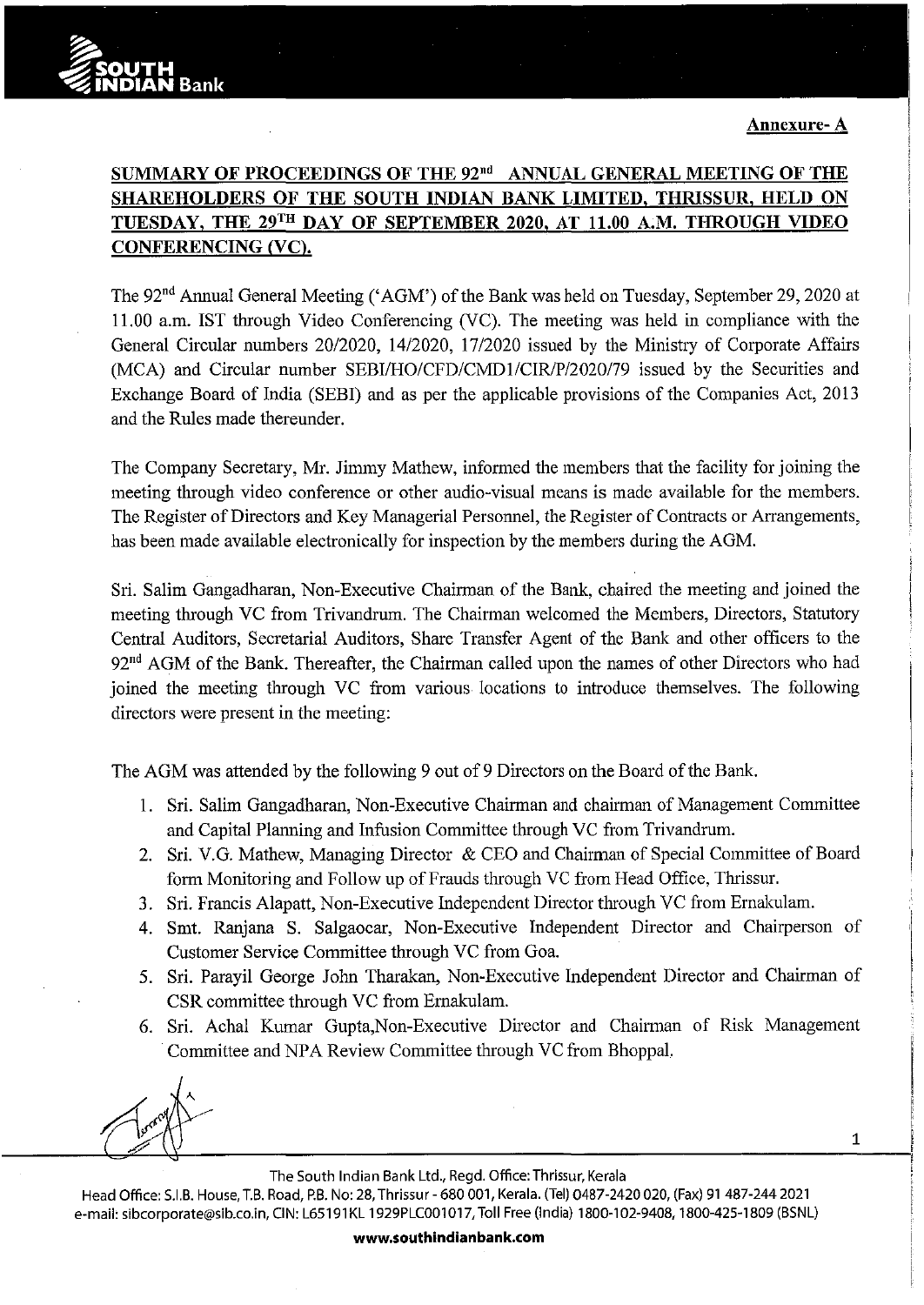**Annexure- A**

## SUMMARY OF PROCEEDINGS OF THE 92nd ANNUAL GENERAL MEETING OF THE SHAREHOLDERS OF THE SOUTH INDIAN BANK LIMITED, THRISSUR, HELD ON TUESDAY, THE 29TH DAY OF SEPTEMBER 2020, AT 11.00 A.M. THROUGH VIDEO CONFERENCING (VC).

The 92nd Annual General Meeting ('AGM') of the Bank was held on Tuesday, September 29, 2020 at 11.00 a.m. IST through Video Conferencing (VC). The meeting was held in compliance with the General Circular numbers 20/2020, 14/2020, 17/2020 issued by the Ministry of Corporate Affairs (MCA) and Circular number SEBI/HO/CFD/CMD1/CIR/P/2020/79 issued by the Securities and Exchange Board of India (SEBI) and as per the applicable provisions of the Companies Act, 2013 and the Rules made thereunder.

The Company Secretary, Mr. Jimmy Mathew, informed the members that the facility for joining the meeting through video conference or other audio-visual means is made available for the members. The Register of Directors and Key Managerial Personnel, the Register of Contracts or Arrangements, has been made available electronically for inspection by the members during the AGM.

Sri. Salim Gangadharan, Non-Executive Chairman of the Bank, chaired the meeting and joined the meeting through VC from Trivandrum. The Chairman welcomed the Members, Directors, Statutory Central Auditors, Secretarial Auditors, Share Transfer Agent of the Bank and other officers to the 92nd AGM of the Bank. Thereafter, the Chairman called upon the names of other Directors who had joined the meeting through VC from various locations to introduce themselves. The following directors were present in the meeting:

The AGM was attended by the following 9 out of 9 Directors on the Board of the Bank.

1. Sri. Salim Gangadharan, Non-Executive Chairman and chairman of Management Committee and Capital Planning and Infusion Committee through VC from Trivandrum.
2. Sri. V.G. Mathew, Managing Director & CEO and Chairman of Special Committee of Board form Monitoring and Follow up of Frauds through VC from Head Office, Thrissur.
3. Sri. Francis Alapatt, Non-Executive Independent Director through VC from Ernakulam.
4. Smt. Ranjana S. Salgaocar, Non-Executive Independent Director and Chairperson of Customer Service Committee through VC from Goa.
5. Sri. Parayil George John Tharakan, Non-Executive Independent Director and Chairman of CSR committee through VC from Ernakulam.
6. Sri. Achal Kumar Gupta,Non-Executive Director and Chairman of Risk Management Committee and NPA Review Committee through VC from Bhoppal.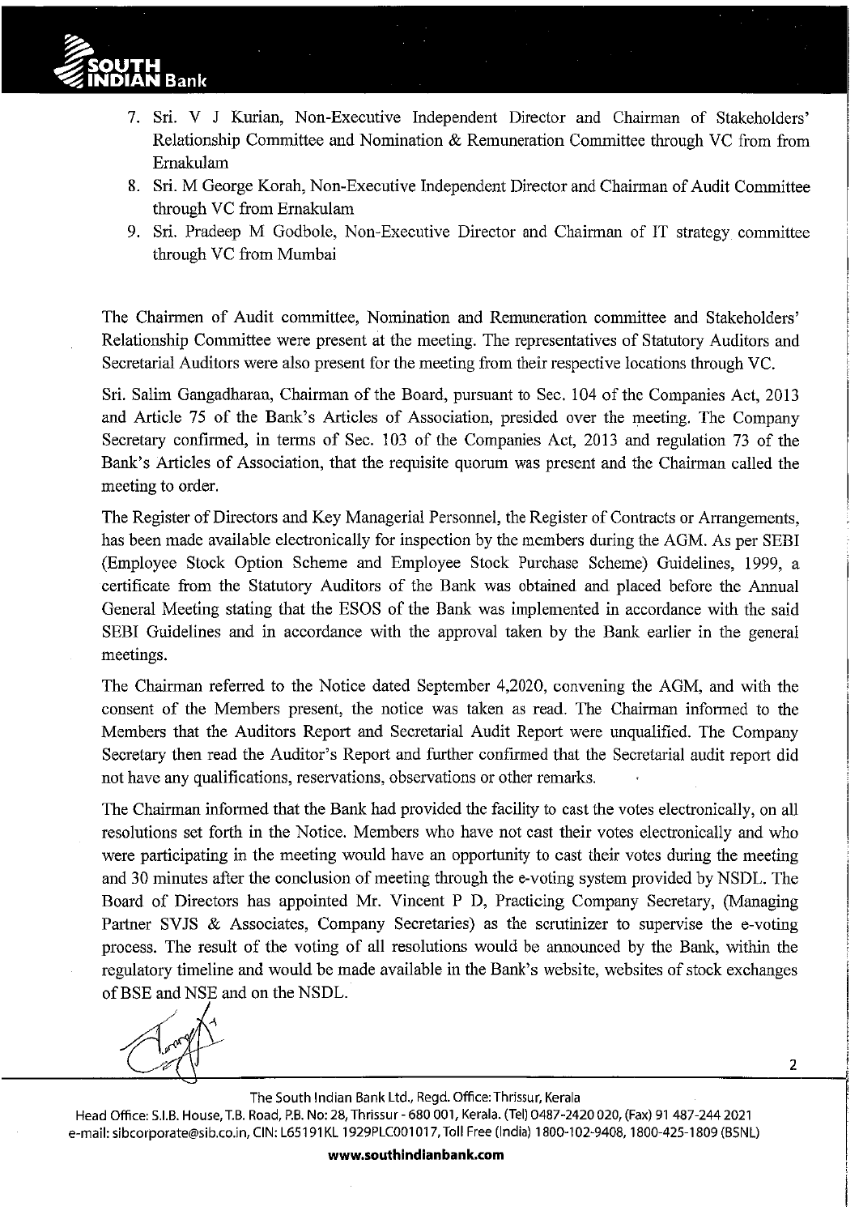7. Sri. V J Kurian, Non-Executive Independent Director and Chairman of Stakeholders' Relationship Committee and Nomination & Remuneration Committee through VC from from Ernakulam
8. Sri. M George Korah, Non-Executive Independent Director and Chairman of Audit Committee through VC from Ernakulam
9. Sri. Pradeep M Godbole, Non-Executive Director and Chairman of IT strategy committee through VC from Mumbai

The Chairmen of Audit committee, Nomination and Remuneration committee and Stakeholders' Relationship Committee were present at the meeting. The representatives of Statutory Auditors and Secretarial Auditors were also present for the meeting from their respective locations through VC.

Sri. Salim Gangadharan, Chairman of the Board, pursuant to Sec. 104 of the Companies Act, 2013 and Article 75 of the Bank's Articles of Association, presided over the meeting. The Company Secretary confirmed, in terms of Sec. 103 of the Companies Act, 2013 and regulation 73 of the Bank's Articles of Association, that the requisite quorum was present and the Chairman called the meeting to order.

The Register of Directors and Key Managerial Personnel, the Register of Contracts or Arrangements, has been made available electronically for inspection by the members during the AGM. As per SEBI (Employee Stock Option Scheme and Employee Stock Purchase Scheme) Guidelines, 1999, a certificate from the Statutory Auditors of the Bank was obtained and placed before the Annual General Meeting stating that the ESOS of the Bank was implemented in accordance with the said SEBI Guidelines and in accordance with the approval taken by the Bank earlier in the general meetings.

The Chairman referred to the Notice dated September 4,2020, convening the AGM, and with the consent of the Members present, the notice was taken as read. The Chairman informed to the Members that the Auditors Report and Secretarial Audit Report were unqualified. The Company Secretary then read the Auditor's Report and further confirmed that the Secretarial audit report did not have any qualifications, reservations, observations or other remarks.

The Chairman informed that the Bank had provided the facility to cast the votes electronically, on all resolutions set forth in the Notice. Members who have not cast their votes electronically and who were participating in the meeting would have an opportunity to cast their votes during the meeting and 30 minutes after the conclusion of meeting through the e-voting system provided by NSDL. The Board of Directors has appointed Mr. Vincent P D, Practicing Company Secretary, (Managing Partner SVJS & Associates, Company Secretaries) as the scrutinizer to supervise the e-voting process. The result of the voting of all resolutions would be announced by the Bank, within the regulatory timeline and would be made available in the Bank's website, websites of stock exchanges of BSE and NSE and on the NSDL.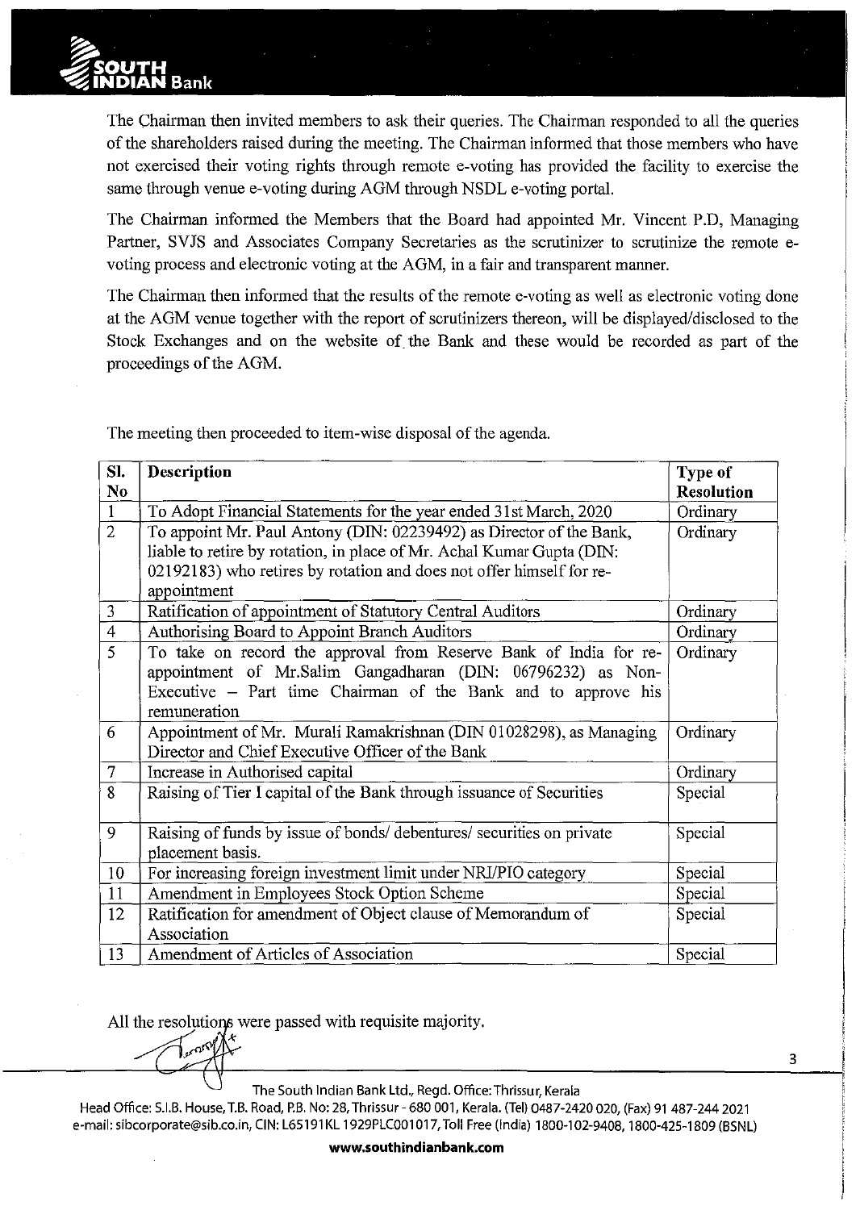The Chairman then invited members to ask their queries. The Chairman responded to all the queries of the shareholders raised during the meeting. The Chairman informed that those members who have not exercised their voting rights through remote e-voting has provided the facility to exercise the same through venue e-voting during AGM through NSDL e-voting portal.

The Chairman informed the Members that the Board had appointed Mr. Vincent P.D, Managing Partner, SVJS and Associates Company Secretaries as the scrutinizer to scrutinize the remote e-voting process and electronic voting at the AGM, in a fair and transparent manner.

The Chairman then informed that the results of the remote e-voting as well as electronic voting done at the AGM venue together with the report of scrutinizers thereon, will be displayed/disclosed to the Stock Exchanges and on the website of the Bank and these would be recorded as part of the proceedings of the AGM.

The meeting then proceeded to item-wise disposal of the agenda.

| Sl. No | Description | Type of Resolution |
|---|---|---|
| 1 | To Adopt Financial Statements for the year ended 31st March, 2020 | Ordinary |
| 2 | To appoint Mr. Paul Antony (DIN: 02239492) as Director of the Bank, liable to retire by rotation, in place of Mr. Achal Kumar Gupta (DIN: 02192183) who retires by rotation and does not offer himself for re-appointment | Ordinary |
| 3 | Ratification of appointment of Statutory Central Auditors | Ordinary |
| 4 | Authorising Board to Appoint Branch Auditors | Ordinary |
| 5 | To take on record the approval from Reserve Bank of India for re-appointment of Mr.Salim Gangadharan (DIN: 06796232) as Non-Executive – Part time Chairman of the Bank and to approve his remuneration | Ordinary |
| 6 | Appointment of Mr. Murali Ramakrishnan (DIN 01028298), as Managing Director and Chief Executive Officer of the Bank | Ordinary |
| 7 | Increase in Authorised capital | Ordinary |
| 8 | Raising of Tier I capital of the Bank through issuance of Securities | Special |
| 9 | Raising of funds by issue of bonds/ debentures/ securities on private placement basis. | Special |
| 10 | For increasing foreign investment limit under NRI/PIO category | Special |
| 11 | Amendment in Employees Stock Option Scheme | Special |
| 12 | Ratification for amendment of Object clause of Memorandum of Association | Special |
| 13 | Amendment of Articles of Association | Special |

All the resolutions were passed with requisite majority.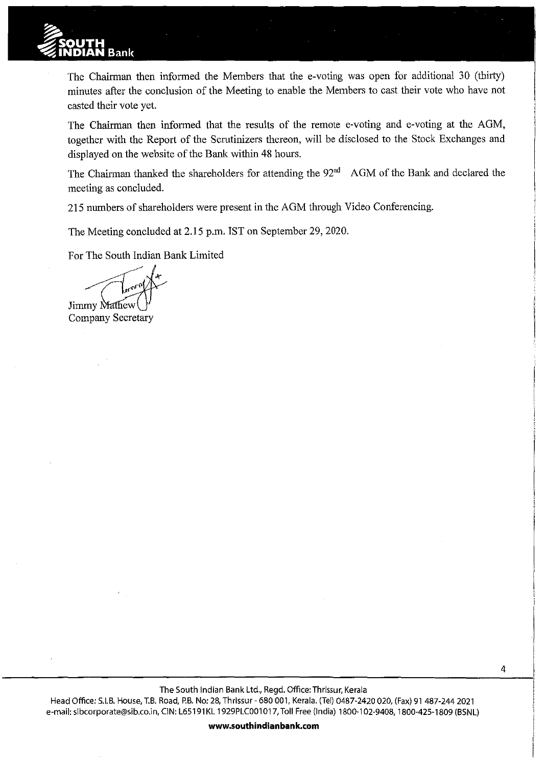The Chairman then informed the Members that the e-voting was open for additional 30 (thirty) minutes after the conclusion of the Meeting to enable the Members to cast their vote who have not casted their vote yet.

The Chairman then informed that the results of the remote e-voting and e-voting at the AGM, together with the Report of the Scrutinizers thereon, will be disclosed to the Stock Exchanges and displayed on the website of the Bank within 48 hours.

The Chairman thanked the shareholders for attending the 92nd AGM of the Bank and declared the meeting as concluded.

215 numbers of shareholders were present in the AGM through Video Conferencing.

The Meeting concluded at 2.15 p.m. IST on September 29, 2020.

For The South Indian Bank Limited

Jimmy Mathew
Company Secretary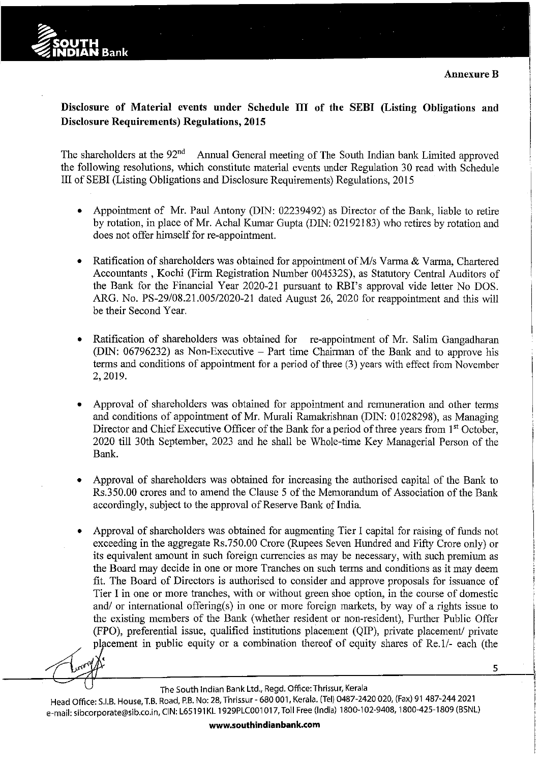**Annexure B**

**Disclosure of Material events under Schedule III of the SEBI (Listing Obligations and Disclosure Requirements) Regulations, 2015**

The shareholders at the 92nd Annual General meeting of The South Indian bank Limited approved the following resolutions, which constitute material events under Regulation 30 read with Schedule III of SEBI (Listing Obligations and Disclosure Requirements) Regulations, 2015

- Appointment of Mr. Paul Antony (DIN: 02239492) as Director of the Bank, liable to retire by rotation, in place of Mr. Achal Kumar Gupta (DIN: 02192183) who retires by rotation and does not offer himself for re-appointment.

- Ratification of shareholders was obtained for appointment of M/s Varma & Varma, Chartered Accountants , Kochi (Firm Registration Number 004532S), as Statutory Central Auditors of the Bank for the Financial Year 2020-21 pursuant to RBI's approval vide letter No DOS. ARG. No. PS-29/08.21.005/2020-21 dated August 26, 2020 for reappointment and this will be their Second Year.

- Ratification of shareholders was obtained for re-appointment of Mr. Salim Gangadharan (DIN: 06796232) as Non-Executive – Part time Chairman of the Bank and to approve his terms and conditions of appointment for a period of three (3) years with effect from November 2, 2019.

- Approval of shareholders was obtained for appointment and remuneration and other terms and conditions of appointment of Mr. Murali Ramakrishnan (DIN: 01028298), as Managing Director and Chief Executive Officer of the Bank for a period of three years from 1st October, 2020 till 30th September, 2023 and he shall be Whole-time Key Managerial Person of the Bank.

- Approval of shareholders was obtained for increasing the authorised capital of the Bank to Rs.350.00 crores and to amend the Clause 5 of the Memorandum of Association of the Bank accordingly, subject to the approval of Reserve Bank of India.

- Approval of shareholders was obtained for augmenting Tier I capital for raising of funds not exceeding in the aggregate Rs.750.00 Crore (Rupees Seven Hundred and Fifty Crore only) or its equivalent amount in such foreign currencies as may be necessary, with such premium as the Board may decide in one or more Tranches on such terms and conditions as it may deem fit. The Board of Directors is authorised to consider and approve proposals for issuance of Tier I in one or more tranches, with or without green shoe option, in the course of domestic and/ or international offering(s) in one or more foreign markets, by way of a rights issue to the existing members of the Bank (whether resident or non-resident), Further Public Offer (FPO), preferential issue, qualified institutions placement (QIP), private placement/ private placement in public equity or a combination thereof of equity shares of Re.1/- each (the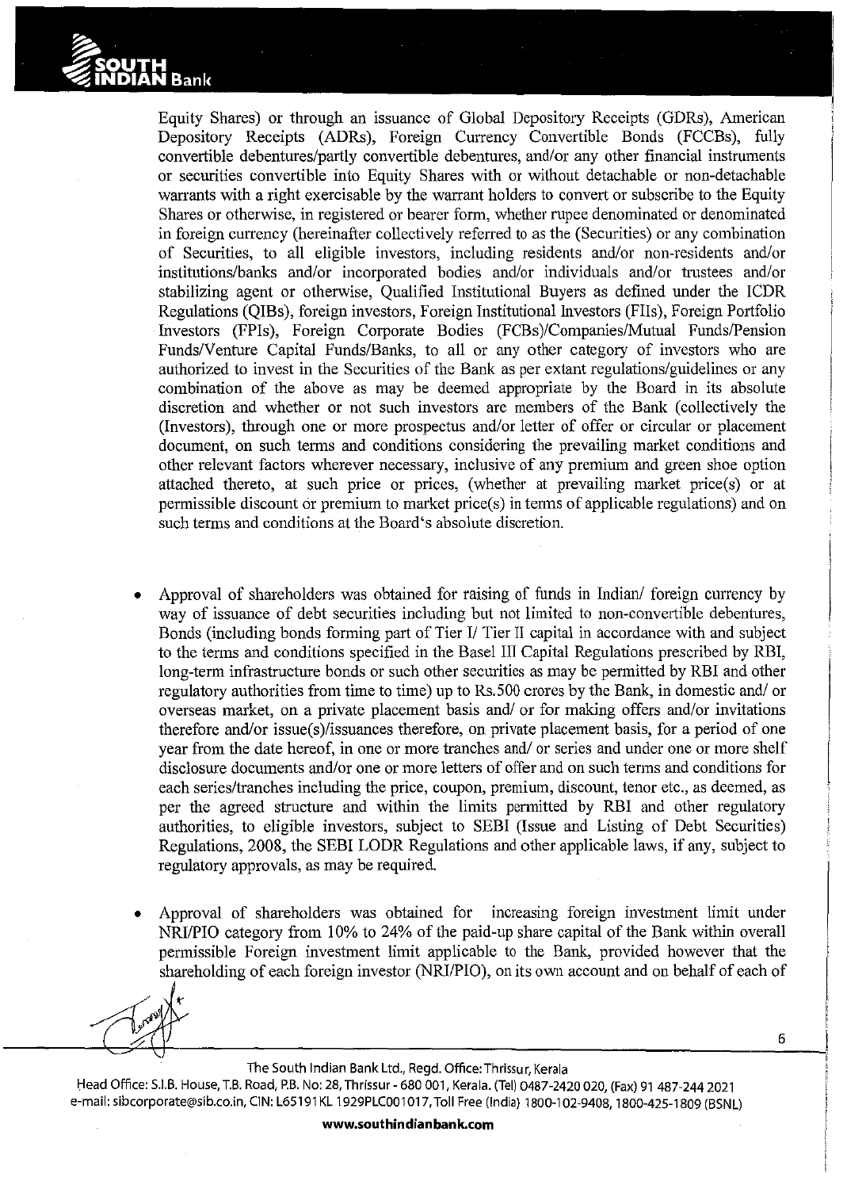Equity Shares) or through an issuance of Global Depository Receipts (GDRs), American Depository Receipts (ADRs), Foreign Currency Convertible Bonds (FCCBs), fully convertible debentures/partly convertible debentures, and/or any other financial instruments or securities convertible into Equity Shares with or without detachable or non-detachable warrants with a right exercisable by the warrant holders to convert or subscribe to the Equity Shares or otherwise, in registered or bearer form, whether rupee denominated or denominated in foreign currency (hereinafter collectively referred to as the (Securities) or any combination of Securities, to all eligible investors, including residents and/or non-residents and/or institutions/banks and/or incorporated bodies and/or individuals and/or trustees and/or stabilizing agent or otherwise, Qualified Institutional Buyers as defined under the ICDR Regulations (QIBs), foreign investors, Foreign Institutional Investors (FIIs), Foreign Portfolio Investors (FPIs), Foreign Corporate Bodies (FCBs)/Companies/Mutual Funds/Pension Funds/Venture Capital Funds/Banks, to all or any other category of investors who are authorized to invest in the Securities of the Bank as per extant regulations/guidelines or any combination of the above as may be deemed appropriate by the Board in its absolute discretion and whether or not such investors are members of the Bank (collectively the (Investors), through one or more prospectus and/or letter of offer or circular or placement document, on such terms and conditions considering the prevailing market conditions and other relevant factors wherever necessary, inclusive of any premium and green shoe option attached thereto, at such price or prices, (whether at prevailing market price(s) or at permissible discount or premium to market price(s) in terms of applicable regulations) and on such terms and conditions at the Board's absolute discretion.

- Approval of shareholders was obtained for raising of funds in Indian/ foreign currency by way of issuance of debt securities including but not limited to non-convertible debentures, Bonds (including bonds forming part of Tier I/ Tier II capital in accordance with and subject to the terms and conditions specified in the Basel III Capital Regulations prescribed by RBI, long-term infrastructure bonds or such other securities as may be permitted by RBI and other regulatory authorities from time to time) up to Rs.500 crores by the Bank, in domestic and/ or overseas market, on a private placement basis and/ or for making offers and/or invitations therefore and/or issue(s)/issuances therefore, on private placement basis, for a period of one year from the date hereof, in one or more tranches and/ or series and under one or more shelf disclosure documents and/or one or more letters of offer and on such terms and conditions for each series/tranches including the price, coupon, premium, discount, tenor etc., as deemed, as per the agreed structure and within the limits permitted by RBI and other regulatory authorities, to eligible investors, subject to SEBI (Issue and Listing of Debt Securities) Regulations, 2008, the SEBI LODR Regulations and other applicable laws, if any, subject to regulatory approvals, as may be required.

- Approval of shareholders was obtained for increasing foreign investment limit under NRI/PIO category from 10% to 24% of the paid-up share capital of the Bank within overall permissible Foreign investment limit applicable to the Bank, provided however that the shareholding of each foreign investor (NRI/PIO), on its own account and on behalf of each of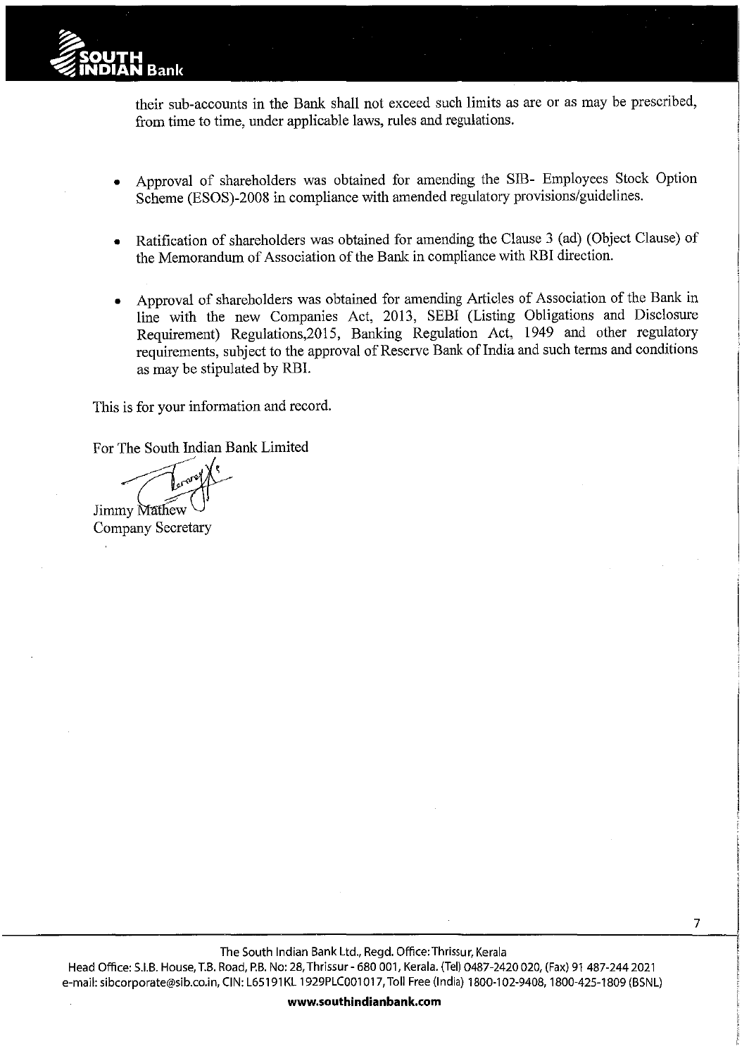their sub-accounts in the Bank shall not exceed such limits as are or as may be prescribed, from time to time, under applicable laws, rules and regulations.

- Approval of shareholders was obtained for amending the SIB- Employees Stock Option Scheme (ESOS)-2008 in compliance with amended regulatory provisions/guidelines.

- Ratification of shareholders was obtained for amending the Clause 3 (ad) (Object Clause) of the Memorandum of Association of the Bank in compliance with RBI direction.

- Approval of shareholders was obtained for amending Articles of Association of the Bank in line with the new Companies Act, 2013, SEBI (Listing Obligations and Disclosure Requirement) Regulations,2015, Banking Regulation Act, 1949 and other regulatory requirements, subject to the approval of Reserve Bank of India and such terms and conditions as may be stipulated by RBI.

This is for your information and record.

For The South Indian Bank Limited

Jimmy Mathew
Company Secretary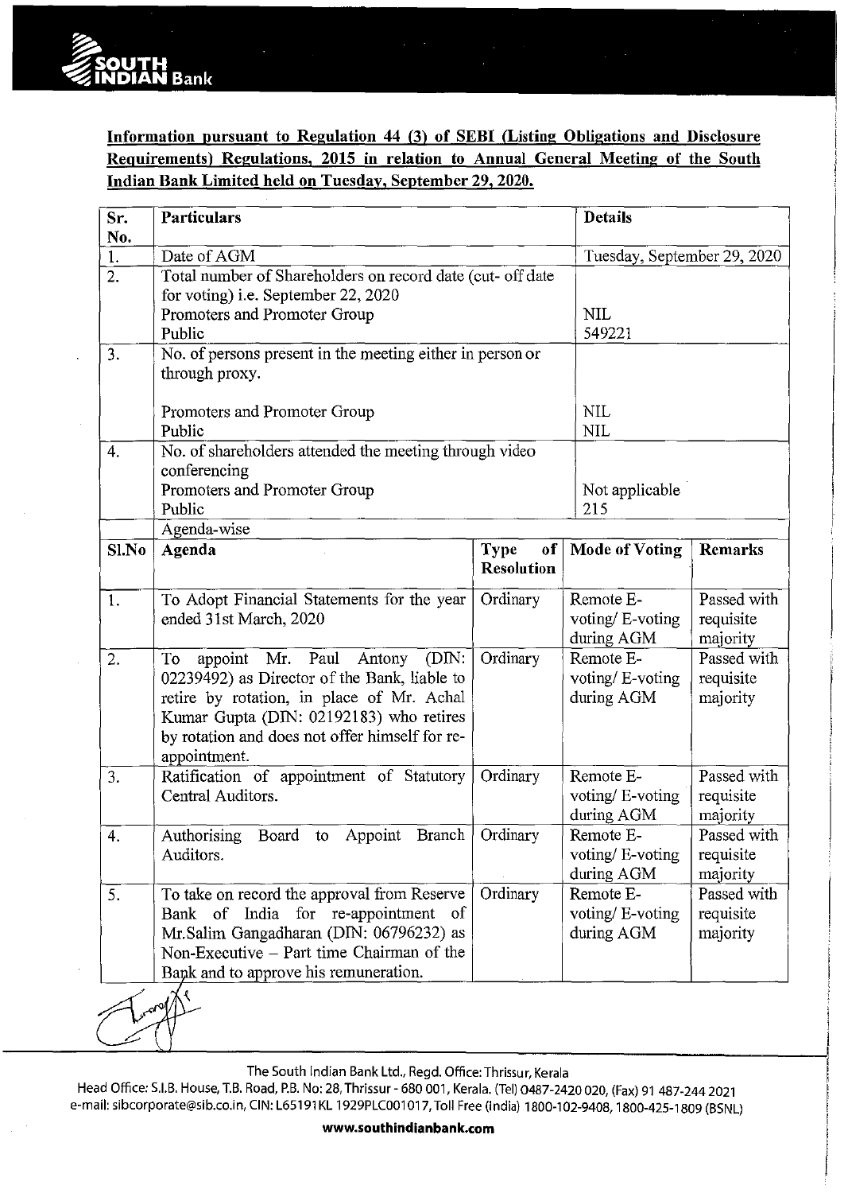**Information pursuant to Regulation 44 (3) of SEBI (Listing Obligations and Disclosure Requirements) Regulations, 2015 in relation to Annual General Meeting of the South Indian Bank Limited held on Tuesday, September 29, 2020.**

| Sr. No. | Particulars | Details |
|---|---|---|
| 1. | Date of AGM | Tuesday, September 29, 2020 |
| 2. | Total number of Shareholders on record date (cut- off date for voting) i.e. September 22, 2020<br>Promoters and Promoter Group<br>Public | <br><br>NIL<br>549221 |
| 3. | No. of persons present in the meeting either in person or through proxy.<br><br>Promoters and Promoter Group<br>Public | <br><br><br>NIL<br>NIL |
| 4. | No. of shareholders attended the meeting through video conferencing<br>Promoters and Promoter Group<br>Public | <br><br>Not applicable<br>215 |
| | Agenda-wise | |

| Sl.No | Agenda | Type of Resolution | Mode of Voting | Remarks |
|---|---|---|---|---|
| 1. | To Adopt Financial Statements for the year ended 31st March, 2020 | Ordinary | Remote E-voting/ E-voting during AGM | Passed with requisite majority |
| 2. | To appoint Mr. Paul Antony (DIN: 02239492) as Director of the Bank, liable to retire by rotation, in place of Mr. Achal Kumar Gupta (DIN: 02192183) who retires by rotation and does not offer himself for re-appointment. | Ordinary | Remote E-voting/ E-voting during AGM | Passed with requisite majority |
| 3. | Ratification of appointment of Statutory Central Auditors. | Ordinary | Remote E-voting/ E-voting during AGM | Passed with requisite majority |
| 4. | Authorising Board to Appoint Branch Auditors. | Ordinary | Remote E-voting/ E-voting during AGM | Passed with requisite majority |
| 5. | To take on record the approval from Reserve Bank of India for re-appointment of Mr.Salim Gangadharan (DIN: 06796232) as Non-Executive – Part time Chairman of the Bank and to approve his remuneration. | Ordinary | Remote E-voting/ E-voting during AGM | Passed with requisite majority |

The South Indian Bank Ltd., Regd. Office: Thrissur, Kerala
Head Office: S.I.B. House, T.B. Road, P.B. No: 28, Thrissur - 680 001, Kerala. (Tel) 0487-2420 020, (Fax) 91 487-244 2021
e-mail: sibcorporate@sib.co.in, CIN: L65191KL 1929PLC001017, Toll Free (India) 1800-102-9408, 1800-425-1809 (BSNL)

**www.southindianbank.com**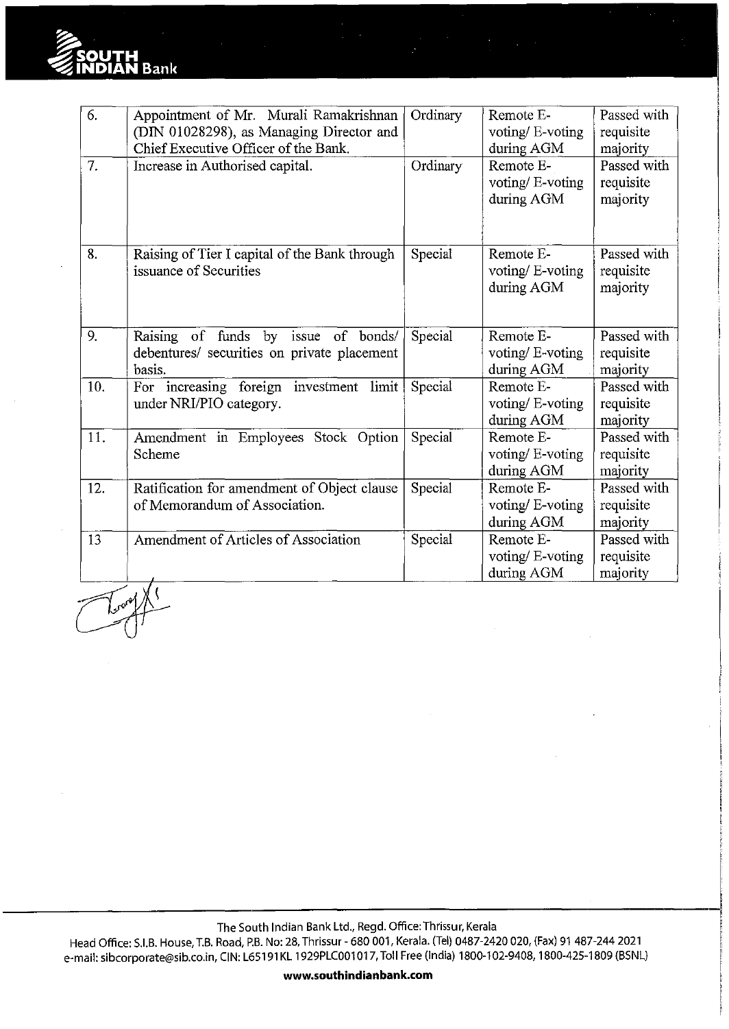| 6. | Appointment of Mr. Murali Ramakrishnan (DIN 01028298), as Managing Director and Chief Executive Officer of the Bank. | Ordinary | Remote E-voting/ E-voting during AGM | Passed with requisite majority |
|---|---|---|---|---|
| 7. | Increase in Authorised capital. | Ordinary | Remote E-voting/ E-voting during AGM | Passed with requisite majority |
| 8. | Raising of Tier I capital of the Bank through issuance of Securities | Special | Remote E-voting/ E-voting during AGM | Passed with requisite majority |
| 9. | Raising of funds by issue of bonds/ debentures/ securities on private placement basis. | Special | Remote E-voting/ E-voting during AGM | Passed with requisite majority |
| 10. | For increasing foreign investment limit under NRI/PIO category. | Special | Remote E-voting/ E-voting during AGM | Passed with requisite majority |
| 11. | Amendment in Employees Stock Option Scheme | Special | Remote E-voting/ E-voting during AGM | Passed with requisite majority |
| 12. | Ratification for amendment of Object clause of Memorandum of Association. | Special | Remote E-voting/ E-voting during AGM | Passed with requisite majority |
| 13 | Amendment of Articles of Association | Special | Remote E-voting/ E-voting during AGM | Passed with requisite majority |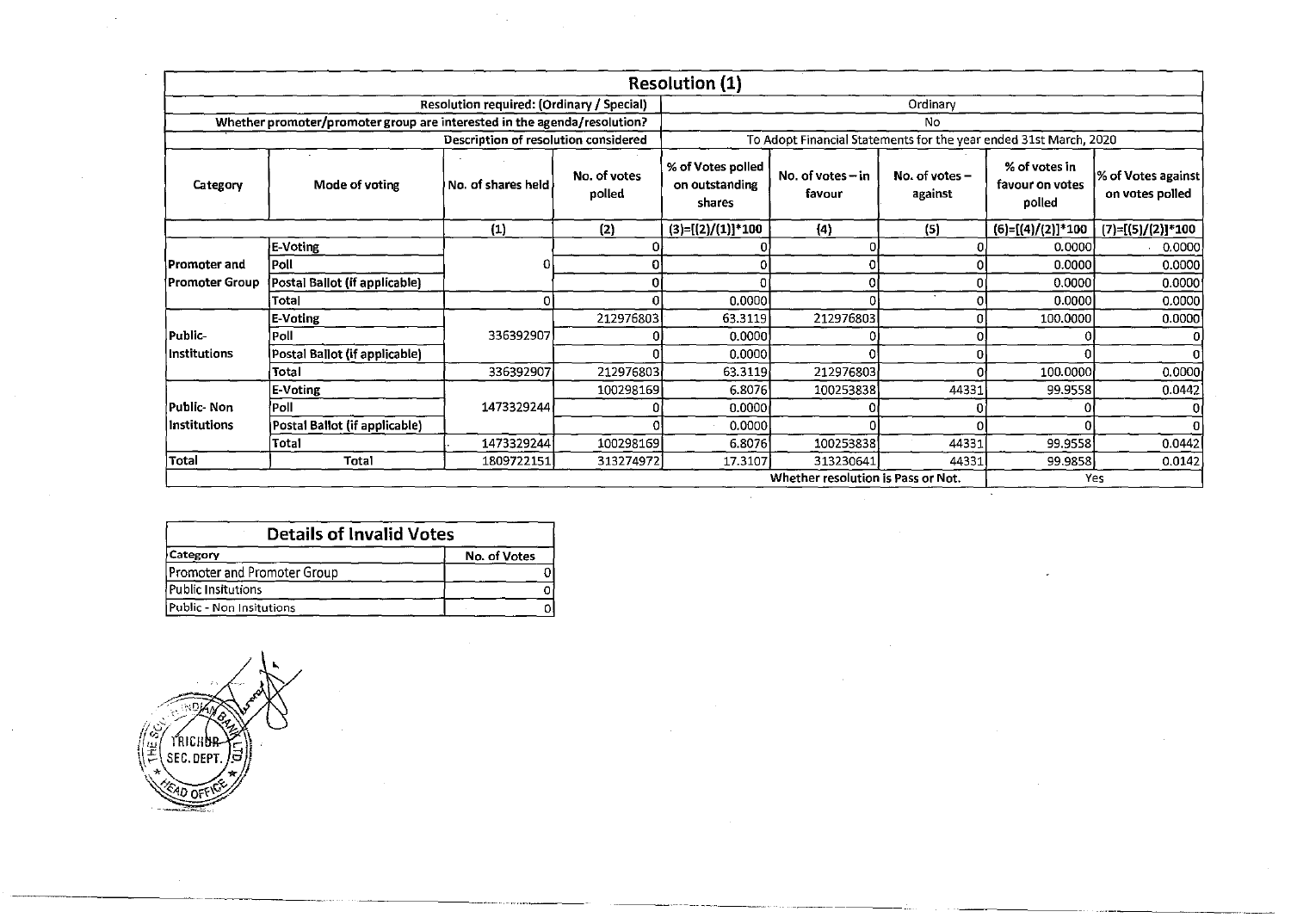| Resolution (1) | | | | | | | | |
|---|---|---|---|---|---|---|---|---|
| Resolution required: (Ordinary / Special) | | | | Ordinary | | | | |
| Whether promoter/promoter group are interested in the agenda/resolution? | | | | No | | | | |
| Description of resolution considered | | | | To Adopt Financial Statements for the year ended 31st March, 2020 | | | | |
| Category | Mode of voting | No. of shares held | No. of votes polled | % of Votes polled on outstanding shares | No. of votes – in favour | No. of votes – against | % of votes in favour on votes polled | % of Votes against on votes polled |
| | | (1) | (2) | (3)=[(2)/(1)]*100 | (4) | (5) | (6)=[(4)/(2)]*100 | (7)=[(5)/(2)]*100 |
| Promoter and Promoter Group | E-Voting | 0 | 0 | 0 | 0 | 0 | 0.0000 | 0.0000 |
| | Poll | | 0 | 0 | 0 | 0 | 0.0000 | 0.0000 |
| | Postal Ballot (if applicable) | | 0 | 0 | 0 | 0 | 0.0000 | 0.0000 |
| | Total | 0 | 0 | 0.0000 | 0 | 0 | 0.0000 | 0.0000 |
| Public-Institutions | E-Voting | 336392907 | 212976803 | 63.3119 | 212976803 | 0 | 100.0000 | 0.0000 |
| | Poll | | 0 | 0.0000 | 0 | 0 | 0 | 0 |
| | Postal Ballot (if applicable) | | 0 | 0.0000 | 0 | 0 | 0 | 0 |
| | Total | 336392907 | 212976803 | 63.3119 | 212976803 | 0 | 100.0000 | 0.0000 |
| Public- Non Institutions | E-Voting | 1473329244 | 100298169 | 6.8076 | 100253838 | 44331 | 99.9558 | 0.0442 |
| | Poll | | 0 | 0.0000 | 0 | 0 | 0 | 0 |
| | Postal Ballot (if applicable) | | 0 | 0.0000 | 0 | 0 | 0 | 0 |
| | Total | 1473329244 | 100298169 | 6.8076 | 100253838 | 44331 | 99.9558 | 0.0442 |
| Total | Total | 1809722151 | 313274972 | 17.3107 | 313230641 | 44331 | 99.9858 | 0.0142 |
| | | | | Whether resolution is Pass or Not. | | | Yes | |

| Details of Invalid Votes | |
|---|---|
| Category | No. of Votes |
| Promoter and Promoter Group | 0 |
| Public Insitutions | 0 |
| Public - Non Insitutions | 0 |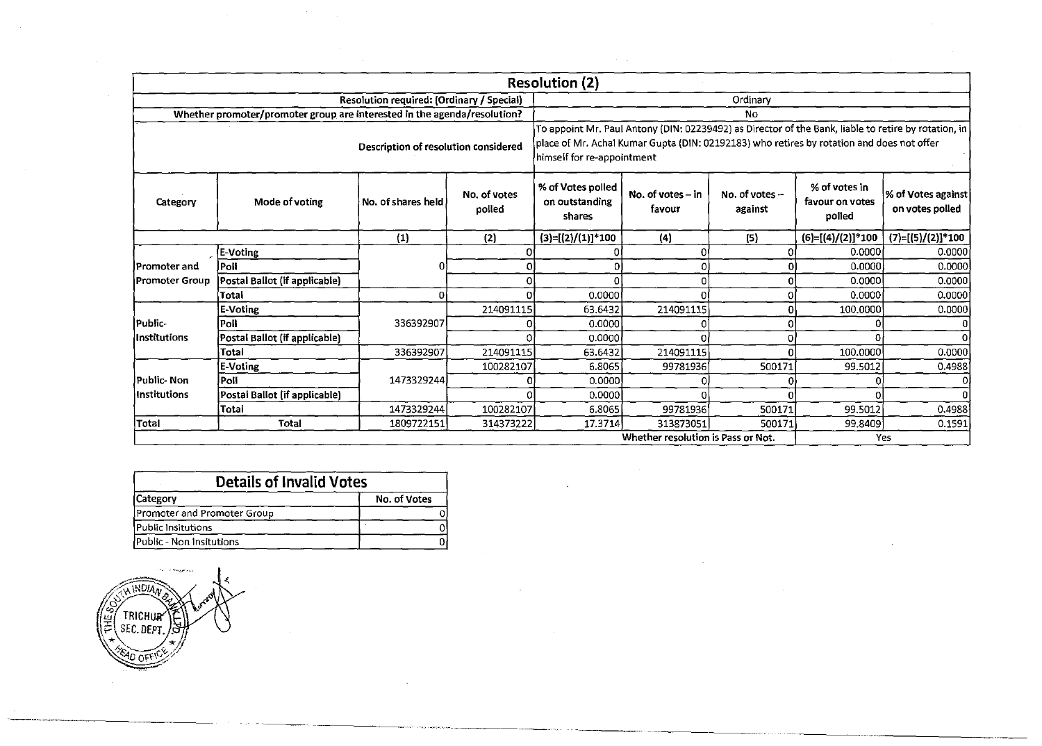## Resolution (2)

| | | | | | | | | |
|---|---|---|---|---|---|---|---|---|
| Resolution required: (Ordinary / Special) | | | | Ordinary | | | | |
| Whether promoter/promoter group are interested in the agenda/resolution? | | | | No | | | | |
| Description of resolution considered | | | | To appoint Mr. Paul Antony (DIN: 02239492) as Director of the Bank, liable to retire by rotation, in place of Mr. Achal Kumar Gupta (DIN: 02192183) who retires by rotation and does not offer himself for re-appointment | | | | |
| Category | Mode of voting | No. of shares held | No. of votes polled | % of Votes polled on outstanding shares | No. of votes – in favour | No. of votes – against | % of votes in favour on votes polled | % of Votes against on votes polled |
| | | (1) | (2) | (3)=[(2)/(1)]*100 | (4) | (5) | (6)=[(4)/(2)]*100 | (7)=[(5)/(2)]*100 |
| Promoter and Promoter Group | E-Voting | 0 | 0 | 0 | 0 | 0 | 0.0000 | 0.0000 |
| | Poll | | 0 | 0 | 0 | 0 | 0.0000 | 0.0000 |
| | Postal Ballot (if applicable) | | 0 | 0 | 0 | 0 | 0.0000 | 0.0000 |
| | Total | 0 | 0 | 0.0000 | 0 | 0 | 0.0000 | 0.0000 |
| Public- Institutions | E-Voting | 336392907 | 214091115 | 63.6432 | 214091115 | 0 | 100.0000 | 0.0000 |
| | Poll | | 0 | 0.0000 | 0 | 0 | 0 | 0 |
| | Postal Ballot (if applicable) | | 0 | 0.0000 | 0 | 0 | 0 | 0 |
| | Total | 336392907 | 214091115 | 63.6432 | 214091115 | 0 | 100.0000 | 0.0000 |
| Public- Non Institutions | E-Voting | 1473329244 | 100282107 | 6.8065 | 99781936 | 500171 | 99.5012 | 0.4988 |
| | Poll | | 0 | 0.0000 | 0 | 0 | 0 | 0 |
| | Postal Ballot (if applicable) | | 0 | 0.0000 | 0 | 0 | 0 | 0 |
| | Total | 1473329244 | 100282107 | 6.8065 | 99781936 | 500171 | 99.5012 | 0.4988 |
| Total | Total | 1809722151 | 314373222 | 17.3714 | 313873051 | 500171 | 99.8409 | 0.1591 |
| | | | | | Whether resolution is Pass or Not. | | Yes | |

| Details of Invalid Votes | |
|---|---|
| Category | No. of Votes |
| Promoter and Promoter Group | 0 |
| Public Insitutions | 0 |
| Public - Non Insitutions | 0 |

THE SOUTH INDIAN BANK LTD. TRICHUR SEC. DEPT. HEAD OFFICE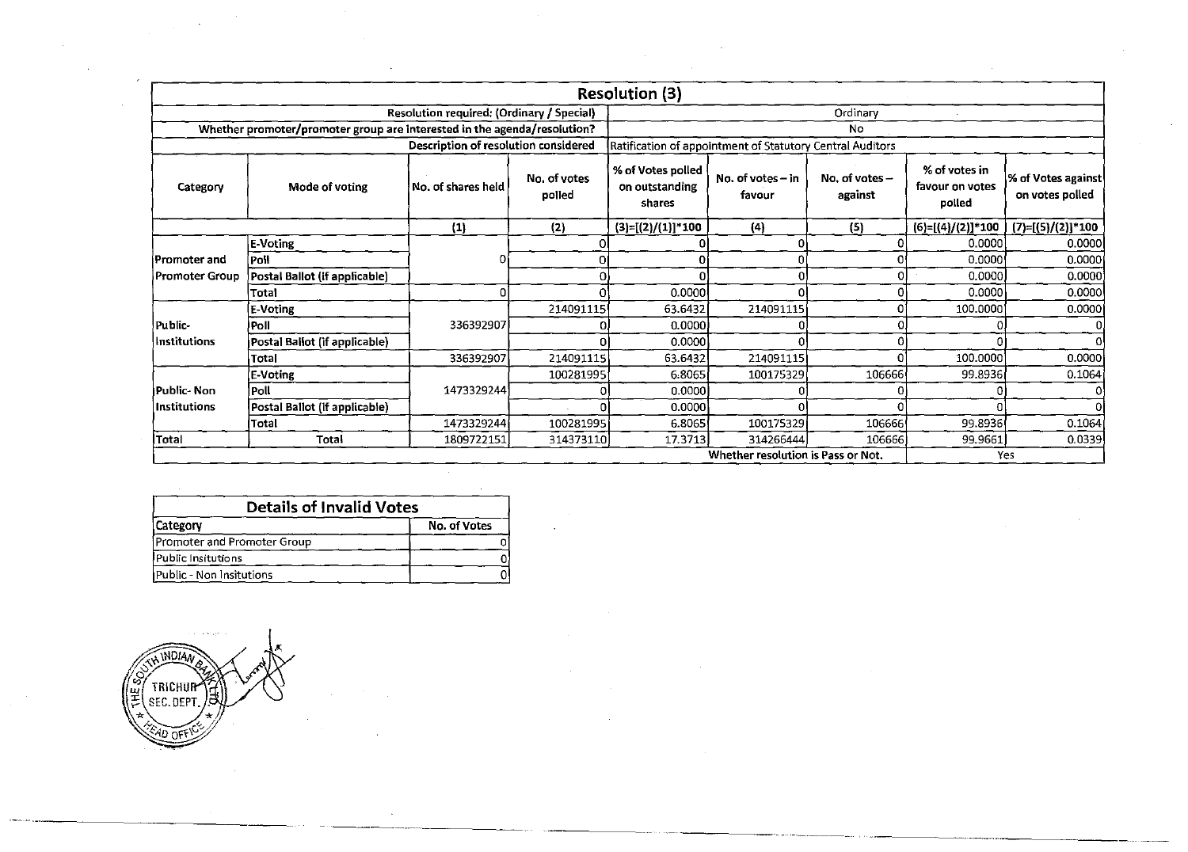## Resolution (3)

| | | | | | | | | |
|---|---|---|---|---|---|---|---|---|
| Resolution required: (Ordinary / Special) | | | | Ordinary | | | | |
| Whether promoter/promoter group are interested in the agenda/resolution? | | | | No | | | | |
| Description of resolution considered | | | | Ratification of appointment of Statutory Central Auditors | | | | |
| Category | Mode of voting | No. of shares held | No. of votes polled | % of Votes polled on outstanding shares | No. of votes – in favour | No. of votes – against | % of votes in favour on votes polled | % of Votes against on votes polled |
| | | (1) | (2) | (3)=[(2)/(1)]*100 | (4) | (5) | (6)=[(4)/(2)]*100 | (7)=[(5)/(2)]*100 |
| Promoter and Promoter Group | E-Voting | 0 | 0 | 0 | 0 | 0 | 0.0000 | 0.0000 |
| | Poll | | 0 | 0 | 0 | 0 | 0.0000 | 0.0000 |
| | Postal Ballot (if applicable) | | 0 | 0 | 0 | 0 | 0.0000 | 0.0000 |
| | Total | 0 | 0 | 0.0000 | 0 | 0 | 0.0000 | 0.0000 |
| Public- Institutions | E-Voting | 336392907 | 214091115 | 63.6432 | 214091115 | 0 | 100.0000 | 0.0000 |
| | Poll | | 0 | 0.0000 | 0 | 0 | 0 | 0 |
| | Postal Ballot (if applicable) | | 0 | 0.0000 | 0 | 0 | 0 | 0 |
| | Total | 336392907 | 214091115 | 63.6432 | 214091115 | 0 | 100.0000 | 0.0000 |
| Public- Non Institutions | E-Voting | 1473329244 | 100281995 | 6.8065 | 100175329 | 106666 | 99.8936 | 0.1064 |
| | Poll | | 0 | 0.0000 | 0 | 0 | 0 | 0 |
| | Postal Ballot (if applicable) | | 0 | 0.0000 | 0 | 0 | 0 | 0 |
| | Total | 1473329244 | 100281995 | 6.8065 | 100175329 | 106666 | 99.8936 | 0.1064 |
| Total | Total | 1809722151 | 314373110 | 17.3713 | 314266444 | 106666 | 99.9661 | 0.0339 |
| | | | | | Whether resolution is Pass or Not. | | Yes | |

## Details of Invalid Votes

| Category | No. of Votes |
|---|---|
| Promoter and Promoter Group | 0 |
| Public Insitutions | 0 |
| Public - Non Insitutions | 0 |

THE SOUTH INDIAN BANK LTD. TRICHUR SEC. DEPT. HEAD OFFICE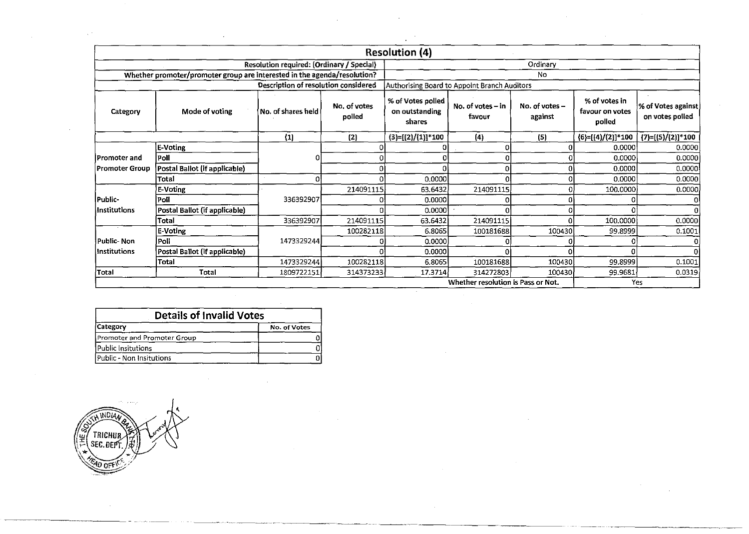## Resolution (4)

| | | | | | | | | |
|---|---|---|---|---|---|---|---|---|
| Resolution required: (Ordinary / Special) | | | | Ordinary | | | | |
| Whether promoter/promoter group are interested in the agenda/resolution? | | | | No | | | | |
| Description of resolution considered | | | | Authorising Board to Appoint Branch Auditors | | | | |
| Category | Mode of voting | No. of shares held | No. of votes polled | % of Votes polled on outstanding shares | No. of votes – in favour | No. of votes – against | % of votes in favour on votes polled | % of Votes against on votes polled |
| | | (1) | (2) | (3)=[(2)/(1)]*100 | (4) | (5) | (6)=[(4)/(2)]*100 | (7)=[(5)/(2)]*100 |
| Promoter and Promoter Group | E-Voting | 0 | 0 | 0 | 0 | 0 | 0.0000 | 0.0000 |
| | Poll | | 0 | 0 | 0 | 0 | 0.0000 | 0.0000 |
| | Postal Ballot (if applicable) | | 0 | 0 | 0 | 0 | 0.0000 | 0.0000 |
| | Total | 0 | 0 | 0.0000 | 0 | 0 | 0.0000 | 0.0000 |
| Public-Institutions | E-Voting | 336392907 | 214091115 | 63.6432 | 214091115 | 0 | 100.0000 | 0.0000 |
| | Poll | | 0 | 0.0000 | 0 | 0 | 0 | 0 |
| | Postal Ballot (if applicable) | | 0 | 0.0000 | 0 | 0 | 0 | 0 |
| | Total | 336392907 | 214091115 | 63.6432 | 214091115 | 0 | 100.0000 | 0.0000 |
| Public- Non Institutions | E-Voting | 1473329244 | 100282118 | 6.8065 | 100181688 | 100430 | 99.8999 | 0.1001 |
| | Poll | | 0 | 0.0000 | 0 | 0 | 0 | 0 |
| | Postal Ballot (if applicable) | | 0 | 0.0000 | 0 | 0 | 0 | 0 |
| | Total | 1473329244 | 100282118 | 6.8065 | 100181688 | 100430 | 99.8999 | 0.1001 |
| Total | Total | 1809722151 | 314373233 | 17.3714 | 314272803 | 100430 | 99.9681 | 0.0319 |
| | | | | | Whether resolution is Pass or Not. | | Yes | |

| Details of Invalid Votes | |
|---|---|
| Category | No. of Votes |
| Promoter and Promoter Group | 0 |
| Public Insitutions | 0 |
| Public - Non Insitutions | 0 |

THE SOUTH INDIAN BANK LTD. TRICHUR SEC. DEPT. HEAD OFFICE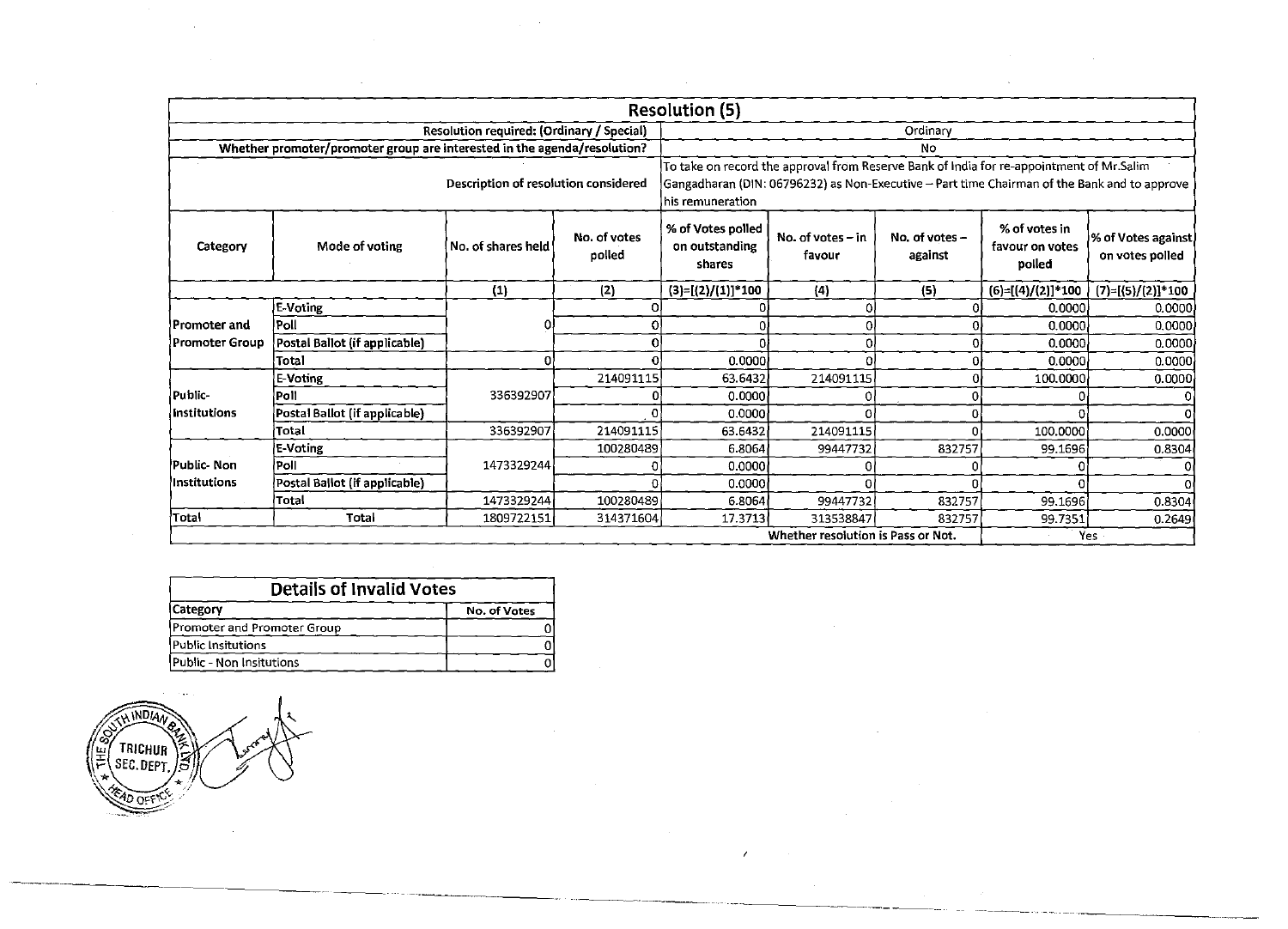## Resolution (5)

| | | | | | | | | |
|---|---|---|---|---|---|---|---|---|
| Resolution required: (Ordinary / Special) | | | | Ordinary | | | | |
| Whether promoter/promoter group are interested in the agenda/resolution? | | | | No | | | | |
| Description of resolution considered | | | | To take on record the approval from Reserve Bank of India for re-appointment of Mr.Salim Gangadharan (DIN: 06796232) as Non-Executive – Part time Chairman of the Bank and to approve his remuneration | | | | |
| Category | Mode of voting | No. of shares held | No. of votes polled | % of Votes polled on outstanding shares | No. of votes – in favour | No. of votes – against | % of votes in favour on votes polled | % of Votes against on votes polled |
| | | (1) | (2) | (3)=[(2)/(1)]*100 | (4) | (5) | (6)=[(4)/(2)]*100 | (7)=[(5)/(2)]*100 |
| Promoter and Promoter Group | E-Voting | 0 | 0 | 0 | 0 | 0 | 0.0000 | 0.0000 |
| | Poll | | 0 | 0 | 0 | 0 | 0.0000 | 0.0000 |
| | Postal Ballot (if applicable) | | 0 | 0 | 0 | 0 | 0.0000 | 0.0000 |
| | Total | 0 | 0 | 0.0000 | 0 | 0 | 0.0000 | 0.0000 |
| Public- Institutions | E-Voting | 336392907 | 214091115 | 63.6432 | 214091115 | 0 | 100.0000 | 0.0000 |
| | Poll | | 0 | 0.0000 | 0 | 0 | 0 | 0 |
| | Postal Ballot (if applicable) | | 0 | 0.0000 | 0 | 0 | 0 | 0 |
| | Total | 336392907 | 214091115 | 63.6432 | 214091115 | 0 | 100.0000 | 0.0000 |
| Public- Non Institutions | E-Voting | 1473329244 | 100280489 | 6.8064 | 99447732 | 832757 | 99.1696 | 0.8304 |
| | Poll | | 0 | 0.0000 | 0 | 0 | 0 | 0 |
| | Postal Ballot (if applicable) | | 0 | 0.0000 | 0 | 0 | 0 | 0 |
| | Total | 1473329244 | 100280489 | 6.8064 | 99447732 | 832757 | 99.1696 | 0.8304 |
| Total | Total | 1809722151 | 314371604 | 17.3713 | 313538847 | 832757 | 99.7351 | 0.2649 |
| | | | | | Whether resolution is Pass or Not. | | Yes | |

| Details of Invalid Votes | |
|---|---|
| Category | No. of Votes |
| Promoter and Promoter Group | 0 |
| Public Insitutions | 0 |
| Public - Non Insitutions | 0 |

THE SOUTH INDIAN BANK LTD. TRICHUR SEC. DEPT. HEAD OFFICE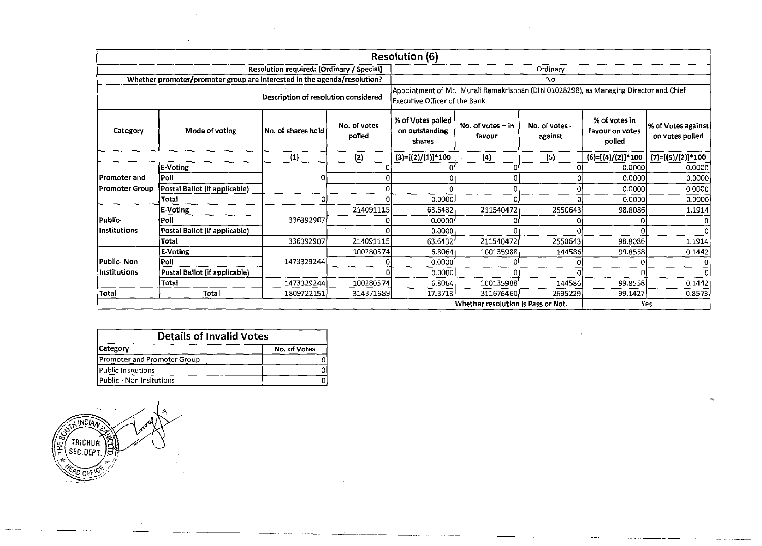## Resolution (6)

| | | | | | | | | |
|---|---|---|---|---|---|---|---|---|
| Resolution required: (Ordinary / Special) | | | | Ordinary | | | | |
| Whether promoter/promoter group are interested in the agenda/resolution? | | | | No | | | | |
| Description of resolution considered | | | | Appointment of Mr. Murali Ramakrishnan (DIN 01028298), as Managing Director and Chief Executive Officer of the Bank | | | | |
| Category | Mode of voting | No. of shares held | No. of votes polled | % of Votes polled on outstanding shares | No. of votes – in favour | No. of votes – against | % of votes in favour on votes polled | % of Votes against on votes polled |
| | | (1) | (2) | (3)=[(2)/(1)]*100 | (4) | (5) | (6)=[(4)/(2)]*100 | (7)=[(5)/(2)]*100 |
| Promoter and Promoter Group | E-Voting | 0 | 0 | 0 | 0 | 0 | 0.0000 | 0.0000 |
| | Poll | | 0 | 0 | 0 | 0 | 0.0000 | 0.0000 |
| | Postal Ballot (if applicable) | | 0 | 0 | 0 | 0 | 0.0000 | 0.0000 |
| | Total | 0 | 0 | 0.0000 | 0 | 0 | 0.0000 | 0.0000 |
| Public- Institutions | E-Voting | 336392907 | 214091115 | 63.6432 | 211540472 | 2550643 | 98.8086 | 1.1914 |
| | Poll | | 0 | 0.0000 | 0 | 0 | 0 | 0 |
| | Postal Ballot (if applicable) | | 0 | 0.0000 | 0 | 0 | 0 | 0 |
| | Total | 336392907 | 214091115 | 63.6432 | 211540472 | 2550643 | 98.8086 | 1.1914 |
| Public- Non Institutions | E-Voting | 1473329244 | 100280574 | 6.8064 | 100135988 | 144586 | 99.8558 | 0.1442 |
| | Poll | | 0 | 0.0000 | 0 | 0 | 0 | 0 |
| | Postal Ballot (if applicable) | | 0 | 0.0000 | 0 | 0 | 0 | 0 |
| | Total | 1473329244 | 100280574 | 6.8064 | 100135988 | 144586 | 99.8558 | 0.1442 |
| Total | Total | 1809722151 | 314371689 | 17.3713 | 311676460 | 2695229 | 99.1427 | 0.8573 |
| | | | | | Whether resolution is Pass or Not. | | Yes | |

### Details of Invalid Votes

| Category | No. of Votes |
|---|---|
| Promoter and Promoter Group | 0 |
| Public Insitutions | 0 |
| Public - Non Insitutions | 0 |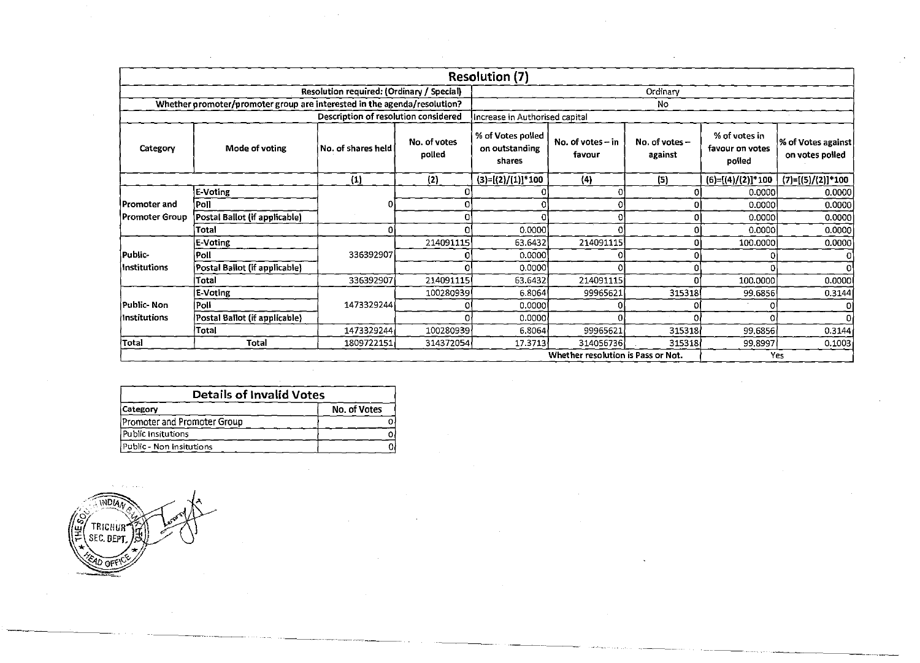| Resolution (7) | | | | | | | | |
|---|---|---|---|---|---|---|---|---|
| Resolution required: (Ordinary / Special) | | | | Ordinary | | | | |
| Whether promoter/promoter group are interested in the agenda/resolution? | | | | No | | | | |
| Description of resolution considered | | | | Increase in Authorised capital | | | | |
| Category | Mode of voting | No. of shares held | No. of votes polled | % of Votes polled on outstanding shares | No. of votes – in favour | No. of votes – against | % of votes in favour on votes polled | % of Votes against on votes polled |
| | | (1) | (2) | (3)=[(2)/(1)]*100 | (4) | (5) | (6)=[(4)/(2)]*100 | (7)=[(5)/(2)]*100 |
| Promoter and Promoter Group | E-Voting | 0 | 0 | 0 | 0 | 0 | 0.0000 | 0.0000 |
| | Poll | | 0 | 0 | 0 | 0 | 0.0000 | 0.0000 |
| | Postal Ballot (if applicable) | | 0 | 0 | 0 | 0 | 0.0000 | 0.0000 |
| | Total | 0 | 0 | 0.0000 | 0 | 0 | 0.0000 | 0.0000 |
| Public- Institutions | E-Voting | 336392907 | 214091115 | 63.6432 | 214091115 | 0 | 100.0000 | 0.0000 |
| | Poll | | 0 | 0.0000 | 0 | 0 | 0 | 0 |
| | Postal Ballot (if applicable) | | 0 | 0.0000 | 0 | 0 | 0 | 0 |
| | Total | 336392907 | 214091115 | 63.6432 | 214091115 | 0 | 100.0000 | 0.0000 |
| Public- Non Institutions | E-Voting | 1473329244 | 100280939 | 6.8064 | 99965621 | 315318 | 99.6856 | 0.3144 |
| | Poll | | 0 | 0.0000 | 0 | 0 | 0 | 0 |
| | Postal Ballot (if applicable) | | 0 | 0.0000 | 0 | 0 | 0 | 0 |
| | Total | 1473329244 | 100280939 | 6.8064 | 99965621 | 315318 | 99.6856 | 0.3144 |
| Total | Total | 1809722151 | 314372054 | 17.3713 | 314056736 | 315318 | 99.8997 | 0.1003 |
| | | | | | Whether resolution is Pass or Not. | | Yes | |

| Details of Invalid Votes | |
|---|---|
| Category | No. of Votes |
| Promoter and Promoter Group | 0 |
| Public Insitutions | 0 |
| Public - Non Insitutions | 0 |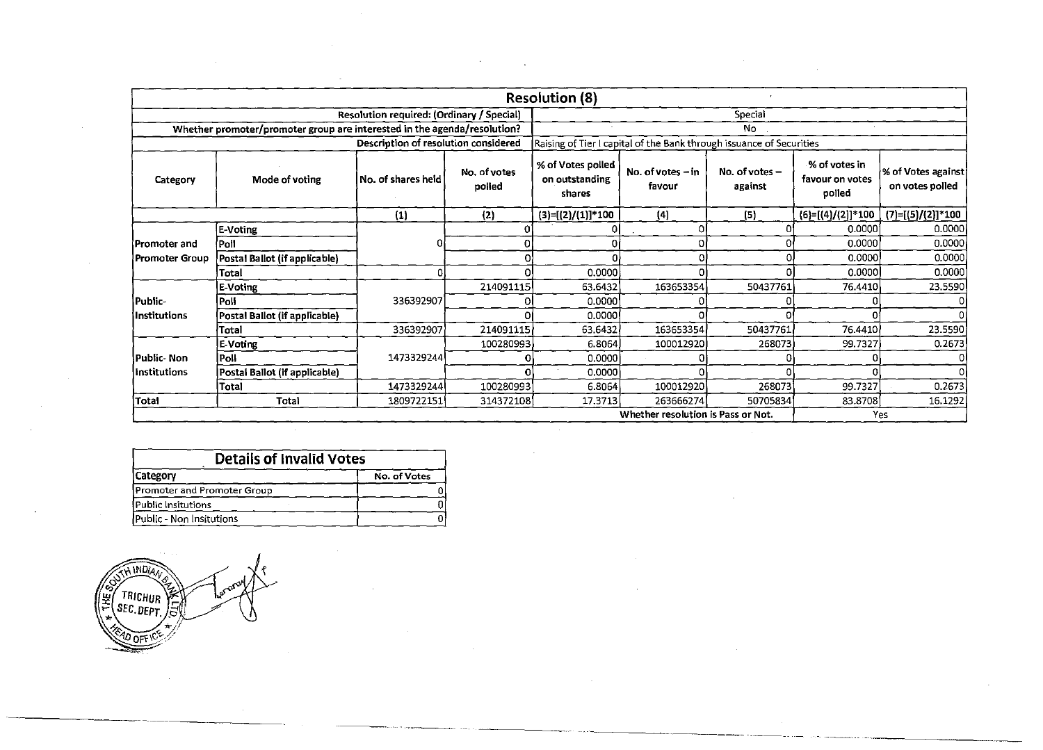| Resolution (8) | | | | | | | | |
|---|---|---|---|---|---|---|---|---|
| Resolution required: (Ordinary / Special) | | | | Special | | | | |
| Whether promoter/promoter group are interested in the agenda/resolution? | | | | No | | | | |
| Description of resolution considered | | | | Raising of Tier I capital of the Bank through issuance of Securities | | | | |
| Category | Mode of voting | No. of shares held | No. of votes polled | % of Votes polled on outstanding shares | No. of votes – in favour | No. of votes – against | % of votes in favour on votes polled | % of Votes against on votes polled |
| | | (1) | (2) | (3)=[(2)/(1)]*100 | (4) | (5) | (6)=[(4)/(2)]*100 | (7)=[(5)/(2)]*100 |
| Promoter and Promoter Group | E-Voting | 0 | 0 | 0 | 0 | 0 | 0.0000 | 0.0000 |
| | Poll | | 0 | 0 | 0 | 0 | 0.0000 | 0.0000 |
| | Postal Ballot (if applicable) | | 0 | 0 | 0 | 0 | 0.0000 | 0.0000 |
| | Total | 0 | 0 | 0.0000 | 0 | 0 | 0.0000 | 0.0000 |
| Public-Institutions | E-Voting | 336392907 | 214091115 | 63.6432 | 163653354 | 50437761 | 76.4410 | 23.5590 |
| | Poll | | 0 | 0.0000 | 0 | 0 | 0 | 0 |
| | Postal Ballot (if applicable) | | 0 | 0.0000 | 0 | 0 | 0 | 0 |
| | Total | 336392907 | 214091115 | 63.6432 | 163653354 | 50437761 | 76.4410 | 23.5590 |
| Public- Non Institutions | E-Voting | 1473329244 | 100280993 | 6.8064 | 100012920 | 268073 | 99.7327 | 0.2673 |
| | Poll | | 0 | 0.0000 | 0 | 0 | 0 | 0 |
| | Postal Ballot (if applicable) | | 0 | 0.0000 | 0 | 0 | 0 | 0 |
| | Total | 1473329244 | 100280993 | 6.8064 | 100012920 | 268073 | 99.7327 | 0.2673 |
| Total | Total | 1809722151 | 314372108 | 17.3713 | 263666274 | 50705834 | 83.8708 | 16.1292 |
| | | | | | Whether resolution is Pass or Not. | | Yes | |

| Details of Invalid Votes | |
|---|---|
| Category | No. of Votes |
| Promoter and Promoter Group | 0 |
| Public Insitutions | 0 |
| Public - Non Insitutions | 0 |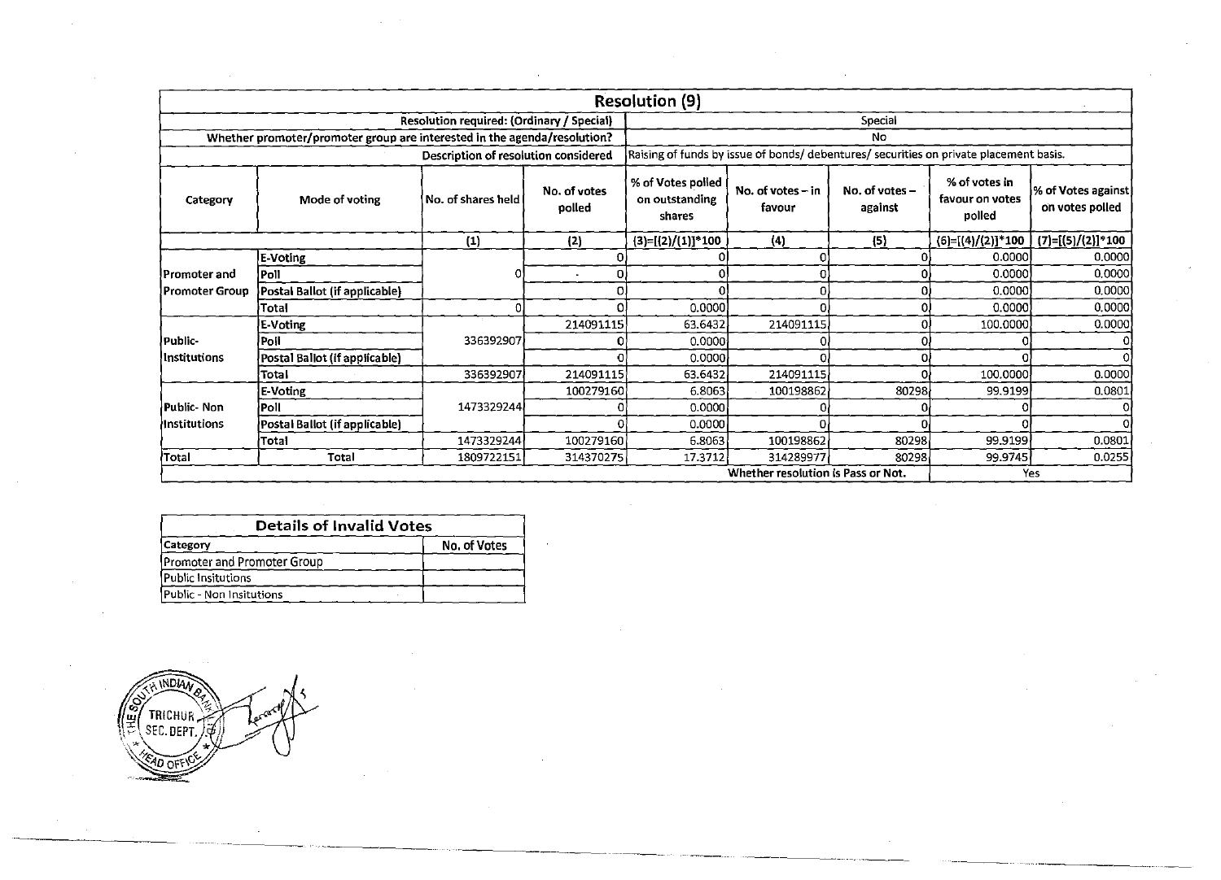| Resolution (9) | | | | | | | | |
|---|---|---|---|---|---|---|---|---|
| Resolution required: (Ordinary / Special) | | | | Special | | | | |
| Whether promoter/promoter group are interested in the agenda/resolution? | | | | No | | | | |
| Description of resolution considered | | | | Raising of funds by issue of bonds/ debentures/ securities on private placement basis. | | | | |
| Category | Mode of voting | No. of shares held | No. of votes polled | % of Votes polled on outstanding shares | No. of votes – in favour | No. of votes – against | % of votes in favour on votes polled | % of Votes against on votes polled |
| | | (1) | (2) | (3)=[(2)/(1)]*100 | (4) | (5) | (6)=[(4)/(2)]*100 | (7)=[(5)/(2)]*100 |
| Promoter and Promoter Group | E-Voting | 0 | 0 | 0 | 0 | 0 | 0.0000 | 0.0000 |
| | Poll | | 0 | 0 | 0 | 0 | 0.0000 | 0.0000 |
| | Postal Ballot (if applicable) | | 0 | 0 | 0 | 0 | 0.0000 | 0.0000 |
| | Total | 0 | 0 | 0.0000 | 0 | 0 | 0.0000 | 0.0000 |
| Public-Institutions | E-Voting | 336392907 | 214091115 | 63.6432 | 214091115 | 0 | 100.0000 | 0.0000 |
| | Poll | | 0 | 0.0000 | 0 | 0 | 0 | 0 |
| | Postal Ballot (if applicable) | | 0 | 0.0000 | 0 | 0 | 0 | 0 |
| | Total | 336392907 | 214091115 | 63.6432 | 214091115 | 0 | 100.0000 | 0.0000 |
| Public- Non Institutions | E-Voting | 1473329244 | 100279160 | 6.8063 | 100198862 | 80298 | 99.9199 | 0.0801 |
| | Poll | | 0 | 0.0000 | 0 | 0 | 0 | 0 |
| | Postal Ballot (if applicable) | | 0 | 0.0000 | 0 | 0 | 0 | 0 |
| | Total | 1473329244 | 100279160 | 6.8063 | 100198862 | 80298 | 99.9199 | 0.0801 |
| Total | Total | 1809722151 | 314370275 | 17.3712 | 314289977 | 80298 | 99.9745 | 0.0255 |
| | | | | Whether resolution is Pass or Not. | | | Yes | |

| Details of Invalid Votes | |
|---|---|
| Category | No. of Votes |
| Promoter and Promoter Group | |
| Public Insitutions | |
| Public - Non Insitutions | |

THE SOUTH INDIAN BANK TRICHUR SEC. DEPT. HEAD OFFICE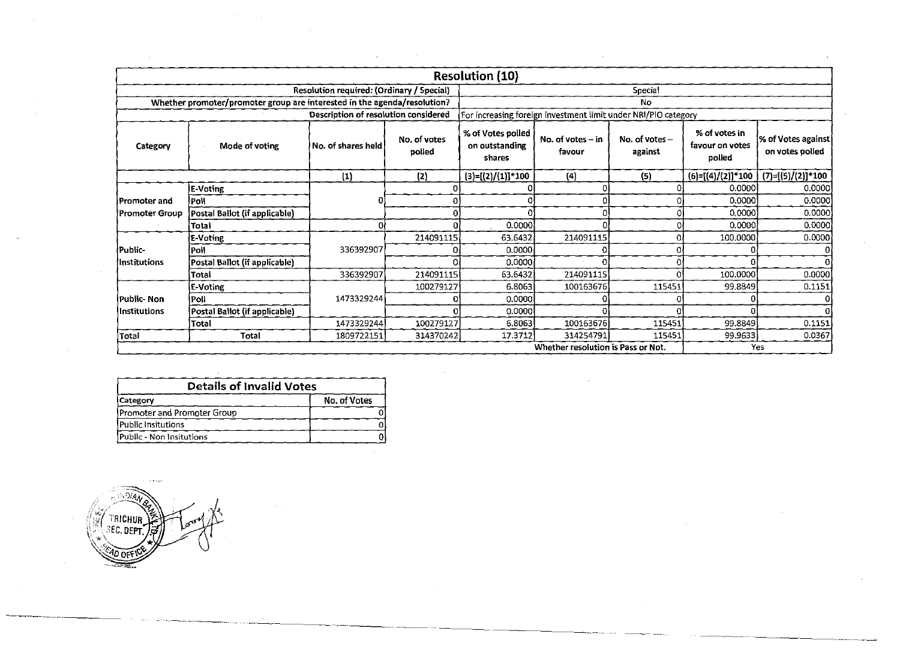| Resolution (10) | | | | | | | | |
|---|---|---|---|---|---|---|---|---|
| Resolution required: (Ordinary / Special) | | | | Special | | | | |
| Whether promoter/promoter group are interested in the agenda/resolution? | | | | No | | | | |
| Description of resolution considered | | | | For increasing foreign investment limit under NRI/PIO category | | | | |
| Category | Mode of voting | No. of shares held | No. of votes polled | % of Votes polled on outstanding shares | No. of votes – in favour | No. of votes – against | % of votes in favour on votes polled | % of Votes against on votes polled |
| | | (1) | (2) | (3)=[(2)/(1)]*100 | (4) | (5) | (6)=[(4)/(2)]*100 | (7)=[(5)/(2)]*100 |
| Promoter and Promoter Group | E-Voting | 0 | 0 | 0 | 0 | 0 | 0.0000 | 0.0000 |
| | Poll | | 0 | 0 | 0 | 0 | 0.0000 | 0.0000 |
| | Postal Ballot (if applicable) | | 0 | 0 | 0 | 0 | 0.0000 | 0.0000 |
| | Total | 0 | 0 | 0.0000 | 0 | 0 | 0.0000 | 0.0000 |
| Public-Institutions | E-Voting | 336392907 | 214091115 | 63.6432 | 214091115 | 0 | 100.0000 | 0.0000 |
| | Poll | | 0 | 0.0000 | 0 | 0 | 0 | 0 |
| | Postal Ballot (if applicable) | | 0 | 0.0000 | 0 | 0 | 0 | 0 |
| | Total | 336392907 | 214091115 | 63.6432 | 214091115 | 0 | 100.0000 | 0.0000 |
| Public- Non Institutions | E-Voting | 1473329244 | 100279127 | 6.8063 | 100163676 | 115451 | 99.8849 | 0.1151 |
| | Poll | | 0 | 0.0000 | 0 | 0 | 0 | 0 |
| | Postal Ballot (if applicable) | | 0 | 0.0000 | 0 | 0 | 0 | 0 |
| | Total | 1473329244 | 100279127 | 6.8063 | 100163676 | 115451 | 99.8849 | 0.1151 |
| Total | Total | 1809722151 | 314370242 | 17.3712 | 314254791 | 115451 | 99.9633 | 0.0367 |
| | | | | | Whether resolution is Pass or Not. | | Yes | |

| Details of Invalid Votes | |
|---|---|
| Category | No. of Votes |
| Promoter and Promoter Group | 0 |
| Public Insitutions | 0 |
| Public - Non Insitutions | 0 |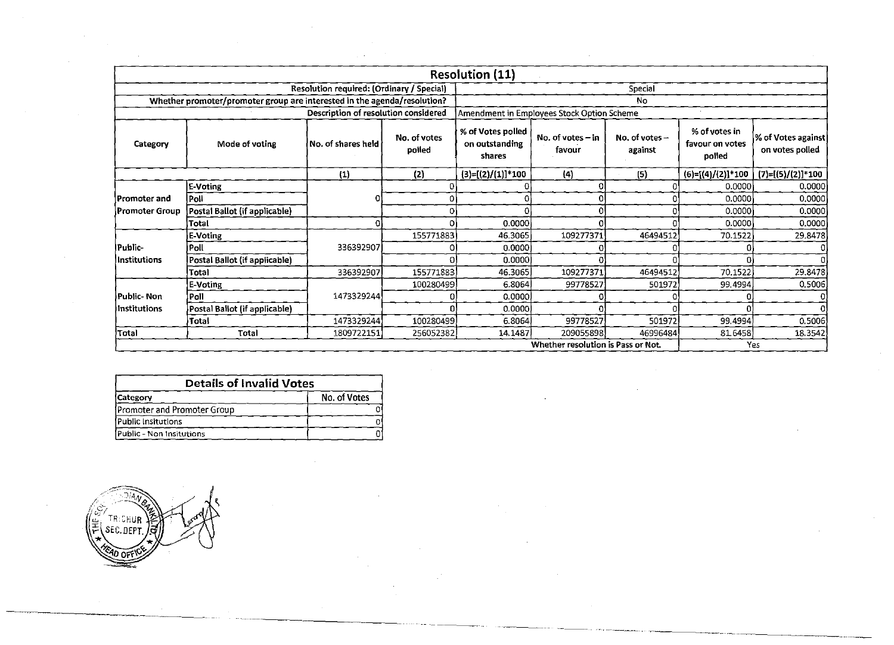| Resolution (11) | | | | | | | | |
|---|---|---|---|---|---|---|---|---|
| Resolution required: (Ordinary / Special) | | | | Special | | | | |
| Whether promoter/promoter group are interested in the agenda/resolution? | | | | No | | | | |
| Description of resolution considered | | | | Amendment in Employees Stock Option Scheme | | | | |
| Category | Mode of voting | No. of shares held | No. of votes polled | % of Votes polled on outstanding shares | No. of votes – in favour | No. of votes – against | % of votes in favour on votes polled | % of Votes against on votes polled |
| | | (1) | (2) | (3)=[(2)/(1)]*100 | (4) | (5) | (6)=[(4)/(2)]*100 | (7)=[(5)/(2)]*100 |
| Promoter and Promoter Group | E-Voting | 0 | 0 | 0 | 0 | 0 | 0.0000 | 0.0000 |
| | Poll | | 0 | 0 | 0 | 0 | 0.0000 | 0.0000 |
| | Postal Ballot (if applicable) | | 0 | 0 | 0 | 0 | 0.0000 | 0.0000 |
| | Total | 0 | 0 | 0.0000 | 0 | 0 | 0.0000 | 0.0000 |
| Public-Institutions | E-Voting | 336392907 | 155771883 | 46.3065 | 109277371 | 46494512 | 70.1522 | 29.8478 |
| | Poll | | 0 | 0.0000 | 0 | 0 | 0 | 0 |
| | Postal Ballot (if applicable) | | 0 | 0.0000 | 0 | 0 | 0 | 0 |
| | Total | 336392907 | 155771883 | 46.3065 | 109277371 | 46494512 | 70.1522 | 29.8478 |
| Public- Non Institutions | E-Voting | 1473329244 | 100280499 | 6.8064 | 99778527 | 501972 | 99.4994 | 0.5006 |
| | Poll | | 0 | 0.0000 | 0 | 0 | 0 | 0 |
| | Postal Ballot (if applicable) | | 0 | 0.0000 | 0 | 0 | 0 | 0 |
| | Total | 1473329244 | 100280499 | 6.8064 | 99778527 | 501972 | 99.4994 | 0.5006 |
| Total | Total | 1809722151 | 256052382 | 14.1487 | 209055898 | 46996484 | 81.6458 | 18.3542 |
| | | | | | Whether resolution is Pass or Not. | | Yes | |

| Details of Invalid Votes | |
|---|---|
| Category | No. of Votes |
| Promoter and Promoter Group | 0 |
| Public Insitutions | 0 |
| Public - Non Insitutions | 0 |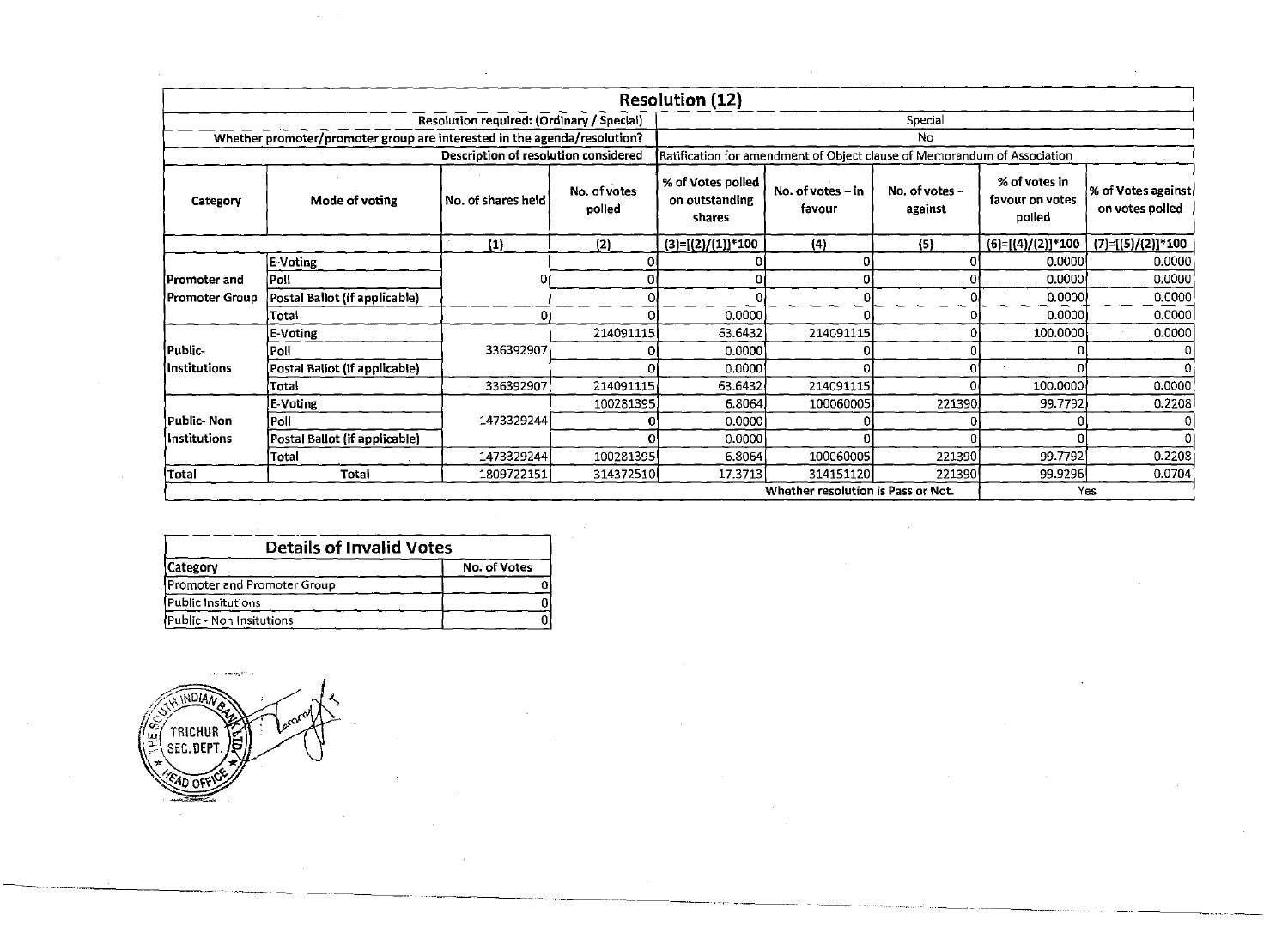| Resolution (12) | | | | | | | | |
|---|---|---|---|---|---|---|---|---|
| Resolution required: (Ordinary / Special) | | | | Special | | | | |
| Whether promoter/promoter group are interested in the agenda/resolution? | | | | No | | | | |
| Description of resolution considered | | | | Ratification for amendment of Object clause of Memorandum of Association | | | | |
| Category | Mode of voting | No. of shares held | No. of votes polled | % of Votes polled on outstanding shares | No. of votes – in favour | No. of votes – against | % of votes in favour on votes polled | % of Votes against on votes polled |
| | | (1) | (2) | (3)=[(2)/(1)]*100 | (4) | (5) | (6)=[(4)/(2)]*100 | (7)=[(5)/(2)]*100 |
| Promoter and Promoter Group | E-Voting | 0 | 0 | 0 | 0 | 0 | 0.0000 | 0.0000 |
| | Poll | | 0 | 0 | 0 | 0 | 0.0000 | 0.0000 |
| | Postal Ballot (if applicable) | | 0 | 0 | 0 | 0 | 0.0000 | 0.0000 |
| | Total | 0 | 0 | 0.0000 | 0 | 0 | 0.0000 | 0.0000 |
| Public-Institutions | E-Voting | 336392907 | 214091115 | 63.6432 | 214091115 | 0 | 100.0000 | 0.0000 |
| | Poll | | 0 | 0.0000 | 0 | 0 | 0 | 0 |
| | Postal Ballot (if applicable) | | 0 | 0.0000 | 0 | 0 | 0 | 0 |
| | Total | 336392907 | 214091115 | 63.6432 | 214091115 | 0 | 100.0000 | 0.0000 |
| Public- Non Institutions | E-Voting | 1473329244 | 100281395 | 6.8064 | 100060005 | 221390 | 99.7792 | 0.2208 |
| | Poll | | 0 | 0.0000 | 0 | 0 | 0 | 0 |
| | Postal Ballot (if applicable) | | 0 | 0.0000 | 0 | 0 | 0 | 0 |
| | Total | 1473329244 | 100281395 | 6.8064 | 100060005 | 221390 | 99.7792 | 0.2208 |
| Total | Total | 1809722151 | 314372510 | 17.3713 | 314151120 | 221390 | 99.9296 | 0.0704 |
| | | | | | Whether resolution is Pass or Not. | | Yes | |

| Details of Invalid Votes | |
|---|---|
| Category | No. of Votes |
| Promoter and Promoter Group | 0 |
| Public Insitutions | 0 |
| Public - Non Insitutions | 0 |

THE SOUTH INDIAN BANK LTD. TRICHUR SEC. DEPT. HEAD OFFICE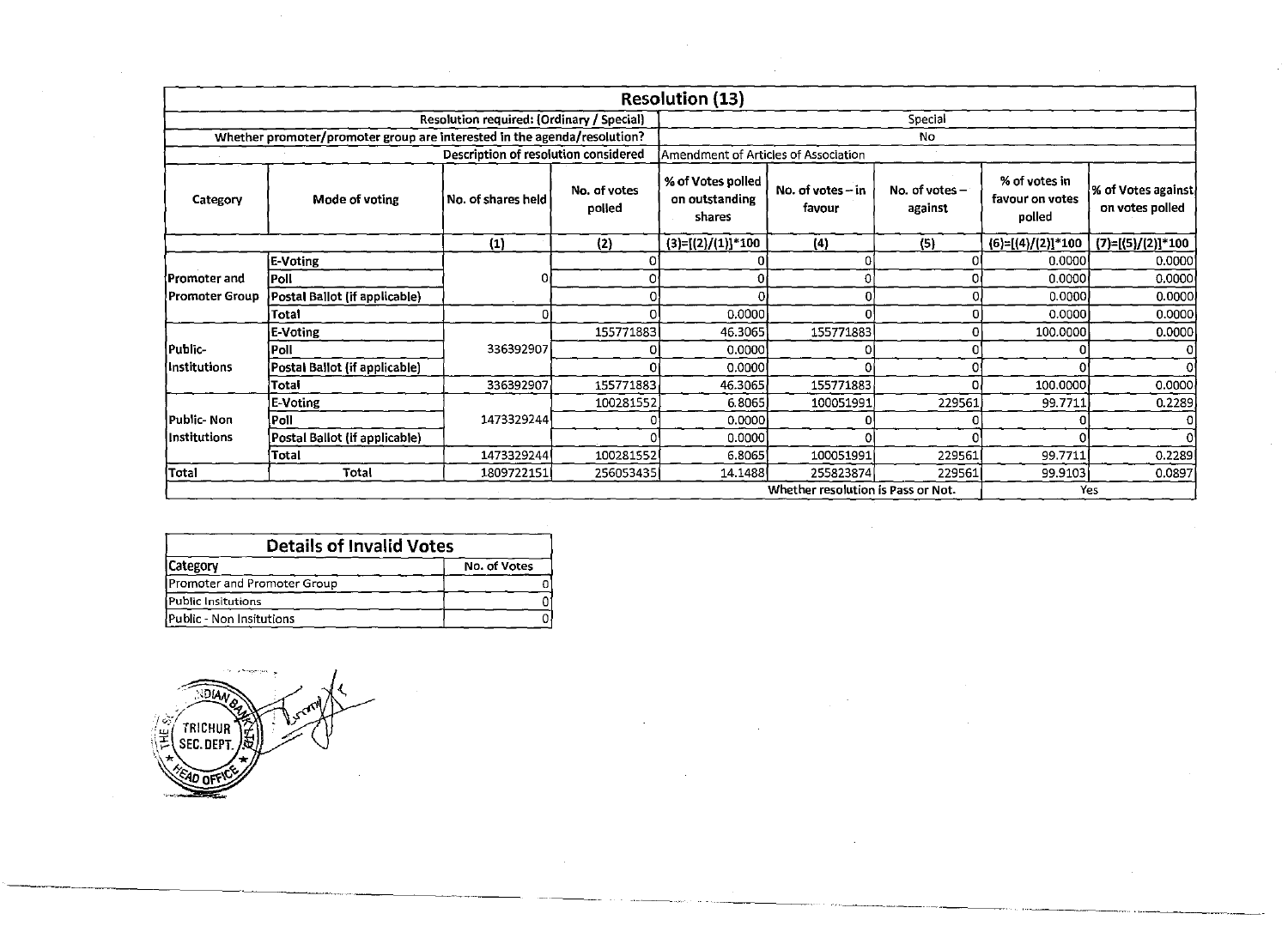## Resolution (13)

| | | | | | | | | |
|---|---|---|---|---|---|---|---|---|
| Resolution required: (Ordinary / Special) | | | | Special | | | | |
| Whether promoter/promoter group are interested in the agenda/resolution? | | | | No | | | | |
| Description of resolution considered | | | | Amendment of Articles of Association | | | | |
| Category | Mode of voting | No. of shares held | No. of votes polled | % of Votes polled on outstanding shares | No. of votes – in favour | No. of votes – against | % of votes in favour on votes polled | % of Votes against on votes polled |
| | | (1) | (2) | (3)=[(2)/(1)]*100 | (4) | (5) | (6)=[(4)/(2)]*100 | (7)=[(5)/(2)]*100 |
| Promoter and Promoter Group | E-Voting | 0 | 0 | 0 | 0 | 0 | 0.0000 | 0.0000 |
| | Poll | | 0 | 0 | 0 | 0 | 0.0000 | 0.0000 |
| | Postal Ballot (if applicable) | | 0 | 0 | 0 | 0 | 0.0000 | 0.0000 |
| | Total | 0 | 0 | 0.0000 | 0 | 0 | 0.0000 | 0.0000 |
| Public-Institutions | E-Voting | 336392907 | 155771883 | 46.3065 | 155771883 | 0 | 100.0000 | 0.0000 |
| | Poll | | 0 | 0.0000 | 0 | 0 | 0 | 0 |
| | Postal Ballot (if applicable) | | 0 | 0.0000 | 0 | 0 | 0 | 0 |
| | Total | 336392907 | 155771883 | 46.3065 | 155771883 | 0 | 100.0000 | 0.0000 |
| Public- Non Institutions | E-Voting | 1473329244 | 100281552 | 6.8065 | 100051991 | 229561 | 99.7711 | 0.2289 |
| | Poll | | 0 | 0.0000 | 0 | 0 | 0 | 0 |
| | Postal Ballot (if applicable) | | 0 | 0.0000 | 0 | 0 | 0 | 0 |
| | Total | 1473329244 | 100281552 | 6.8065 | 100051991 | 229561 | 99.7711 | 0.2289 |
| Total | Total | 1809722151 | 256053435 | 14.1488 | 255823874 | 229561 | 99.9103 | 0.0897 |
| | | | | Whether resolution is Pass or Not. | | | Yes | |

### Details of Invalid Votes

| Category | No. of Votes |
|---|---|
| Promoter and Promoter Group | 0 |
| Public Insitutions | 0 |
| Public - Non Insitutions | 0 |

THE SOUTH INDIAN BANK LTD. TRICHUR SEC. DEPT. HEAD OFFICE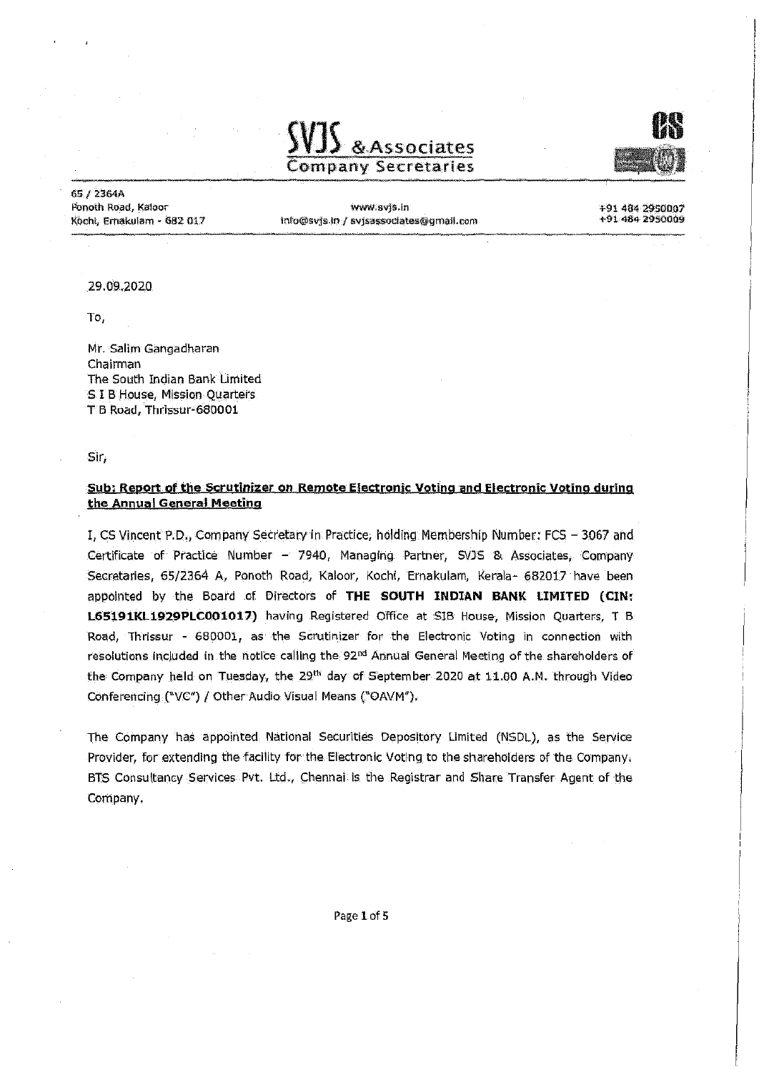# SVJS & Associates
## Company Secretaries

65 / 2364A
Ponoth Road, Kaloor
Kochi, Ernakulam - 682 017

www.svjs.in
info@svjs.in / svjsassociates@gmail.com

+91 484 2950007
+91 484 2950009

29.09.2020

To,

Mr. Salim Gangadharan
Chairman
The South Indian Bank Limited
S I B House, Mission Quarters
T B Road, Thrissur-680001

Sir,

**Sub: Report of the Scrutinizer on Remote Electronic Voting and Electronic Voting during the Annual General Meeting**

I, CS Vincent P.D., Company Secretary in Practice, holding Membership Number: FCS – 3067 and Certificate of Practice Number – 7940, Managing Partner, SVJS & Associates, Company Secretaries, 65/2364 A, Ponoth Road, Kaloor, Kochi, Ernakulam, Kerala- 682017 have been appointed by the Board of Directors of **THE SOUTH INDIAN BANK LIMITED (CIN: L65191KL1929PLC001017)** having Registered Office at SIB House, Mission Quarters, T B Road, Thrissur - 680001, as the Scrutinizer for the Electronic Voting in connection with resolutions included in the notice calling the 92nd Annual General Meeting of the shareholders of the Company held on Tuesday, the 29th day of September 2020 at 11.00 A.M. through Video Conferencing ("VC") / Other Audio Visual Means ("OAVM").

The Company has appointed National Securities Depository Limited (NSDL), as the Service Provider, for extending the facility for the Electronic Voting to the shareholders of the Company. BTS Consultancy Services Pvt. Ltd., Chennai is the Registrar and Share Transfer Agent of the Company.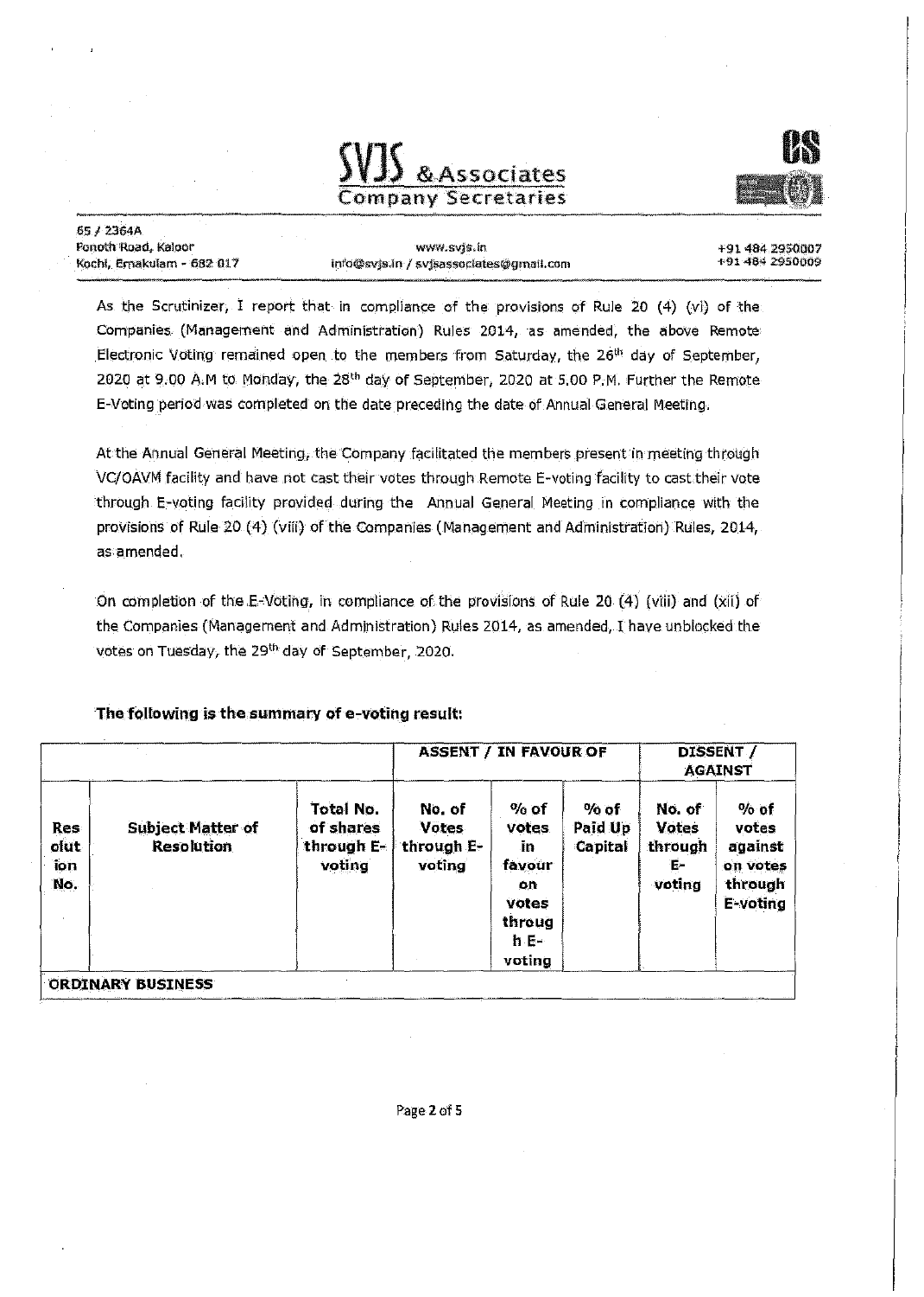SVJS & Associates
Company Secretaries

65 / 2364A
Ponoth Road, Kaloor
Kochi, Ernakulam - 682 017

www.svjs.in
info@svjs.in / svjsassociates@gmail.com

+91 484 2950007
+91 484 2950009

As the Scrutinizer, I report that in compliance of the provisions of Rule 20 (4) (vi) of the Companies (Management and Administration) Rules 2014, as amended, the above Remote Electronic Voting remained open to the members from Saturday, the 26th day of September, 2020 at 9.00 A.M to Monday, the 28th day of September, 2020 at 5.00 P.M. Further the Remote E-Voting period was completed on the date preceding the date of Annual General Meeting.

At the Annual General Meeting, the Company facilitated the members present in meeting through VC/OAVM facility and have not cast their votes through Remote E-voting facility to cast their vote through E-voting facility provided during the Annual General Meeting in compliance with the provisions of Rule 20 (4) (viii) of the Companies (Management and Administration) Rules, 2014, as amended.

On completion of the E-Voting, in compliance of the provisions of Rule 20 (4) (viii) and (xii) of the Companies (Management and Administration) Rules 2014, as amended, I have unblocked the votes on Tuesday, the 29th day of September, 2020.

**The following is the summary of e-voting result:**

| | | | ASSENT / IN FAVOUR OF | | | DISSENT / AGAINST | |
|---|---|---|---|---|---|---|---|
| **Resolution No.** | **Subject Matter of Resolution** | **Total No. of shares through E-voting** | **No. of Votes through E-voting** | **% of votes in favour on votes through E-voting** | **% of Paid Up Capital** | **No. of Votes through E-voting** | **% of votes against on votes through E-voting** |
| **ORDINARY BUSINESS** | | | | | | | |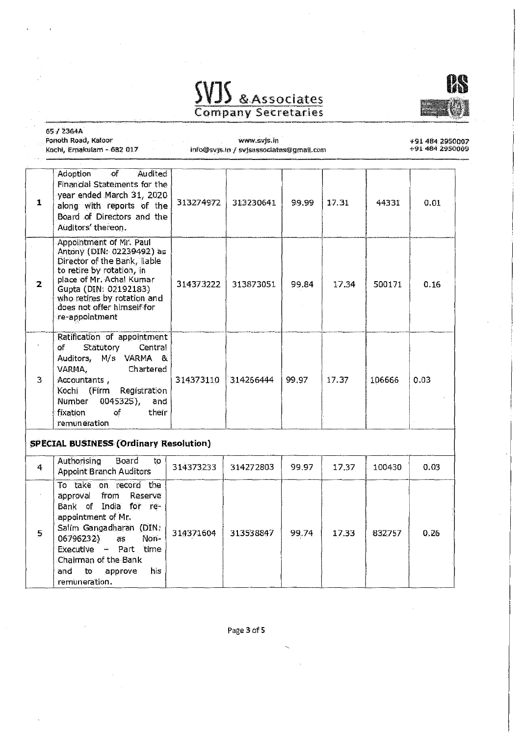| | | | | | | | |
|---|---|---|---|---|---|---|---|
| 1 | Adoption of Audited Financial Statements for the year ended March 31, 2020 along with reports of the Board of Directors and the Auditors' thereon. | 313274972 | 313230641 | 99.99 | 17.31 | 44331 | 0.01 |
| 2 | Appointment of Mr. Paul Antony (DIN: 02239492) as Director of the Bank, liable to retire by rotation, in place of Mr. Achal Kumar Gupta (DIN: 02192183) who retires by rotation and does not offer himself for re-appointment | 314373222 | 313873051 | 99.84 | 17.34 | 500171 | 0.16 |
| 3 | Ratification of appointment of Statutory Central Auditors, M/s VARMA & VARMA, Chartered Accountants, Kochi (Firm Registration Number 004532S), and fixation of their remuneration | 314373110 | 314266444 | 99.97 | 17.37 | 106666 | 0.03 |
| **SPECIAL BUSINESS (Ordinary Resolution)** | | | | | | | |
| 4 | Authorising Board to Appoint Branch Auditors | 314373233 | 314272803 | 99.97 | 17.37 | 100430 | 0.03 |
| 5 | To take on record the approval from Reserve Bank of India for re-appointment of Mr. Salim Gangadharan (DIN: 06796232) as Non-Executive – Part time Chairman of the Bank and to approve his remuneration. | 314371604 | 313538847 | 99.74 | 17.33 | 832757 | 0.26 |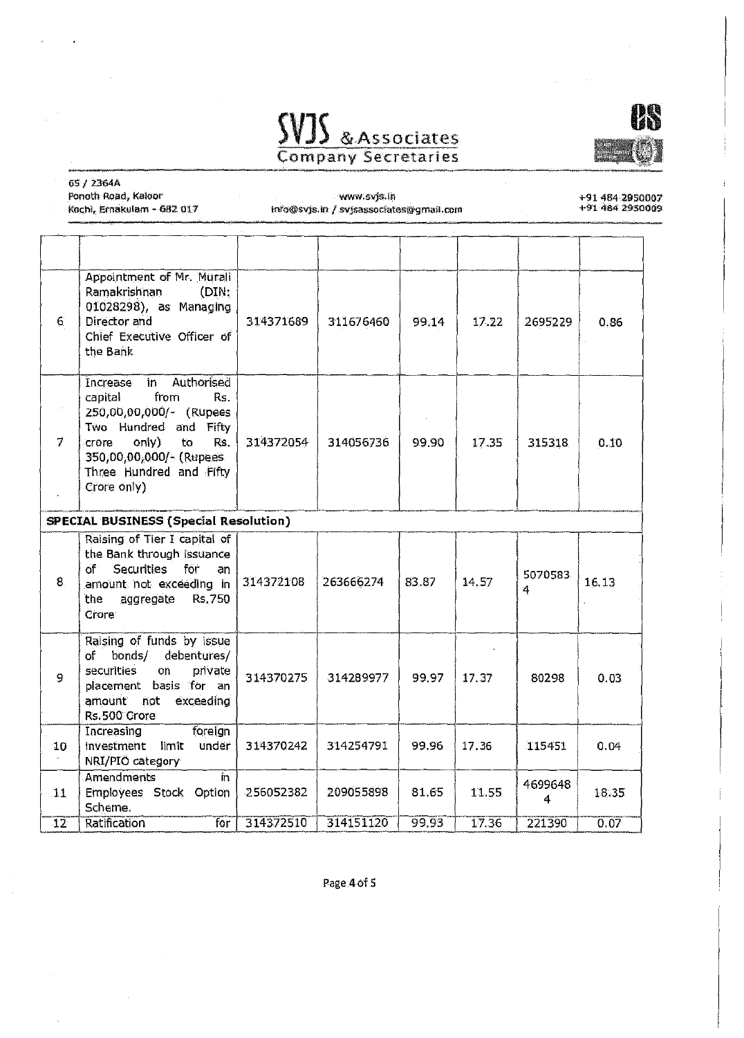| | | | | | | | |
|---|---|---|---|---|---|---|---|
| 6 | Appointment of Mr. Murali Ramakrishnan (DIN: 01028298), as Managing Director and Chief Executive Officer of the Bank | 314371689 | 311676460 | 99.14 | 17.22 | 2695229 | 0.86 |
| 7 | Increase in Authorised capital from Rs. 250,00,00,000/- (Rupees Two Hundred and Fifty crore only) to Rs. 350,00,00,000/- (Rupees Three Hundred and Fifty Crore only) | 314372054 | 314056736 | 99.90 | 17.35 | 315318 | 0.10 |
| **SPECIAL BUSINESS (Special Resolution)** | | | | | | | |
| 8 | Raising of Tier I capital of the Bank through issuance of Securities for an amount not exceeding in the aggregate Rs.750 Crore | 314372108 | 263666274 | 83.87 | 14.57 | 50705834 | 16.13 |
| 9 | Raising of funds by issue of bonds/ debentures/ securities on private placement basis for an amount not exceeding Rs.500 Crore | 314370275 | 314289977 | 99.97 | 17.37 | 80298 | 0.03 |
| 10 | Increasing foreign investment limit under NRI/PIO category | 314370242 | 314254791 | 99.96 | 17.36 | 115451 | 0.04 |
| 11 | Amendments in Employees Stock Option Scheme. | 256052382 | 209055898 | 81.65 | 11.55 | 46996484 | 18.35 |
| 12 | Ratification for | 314372510 | 314151120 | 99.93 | 17.36 | 221390 | 0.07 |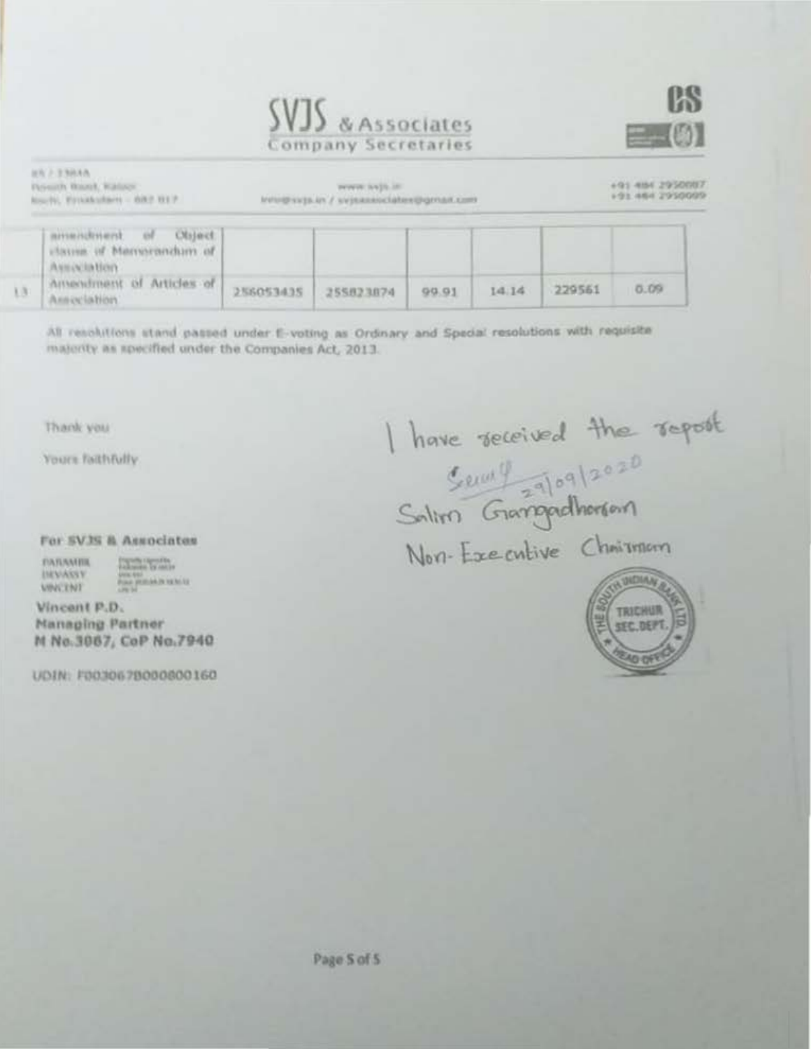# SVJS & Associates
Company Secretaries

85 / 2364A
Poneth Road, Kaloor
Kochi, Ernakulam - 682 017

www.svjs.in
info@svjs.in / svjsassociates@gmail.com

+91 484 2950087
+91 484 2950099

| | | | | | | | |
|---|---|---|---|---|---|---|---|
| | amendment of Object clause of Memorandum of Association | | | | | | |
| 13 | Amendment of Articles of Association | 256053435 | 255823874 | 99.91 | 14.14 | 229561 | 0.09 |

All resolutions stand passed under E-voting as Ordinary and Special resolutions with requisite majority as specified under the Companies Act, 2013.

Thank you

Yours faithfully

For SVJS & Associates

PARAMBIL DEVASSY VINCENT

Vincent P.D.
Managing Partner
M No.3067, CoP No.7940

UDIN: F003067B000800160

I have received the report

29/09/2020

Salim Gangadharan
Non-Executive Chairman

THE SOUTH INDIAN BANK LTD. TRICHUR SEC. DEPT. HEAD OFFICE